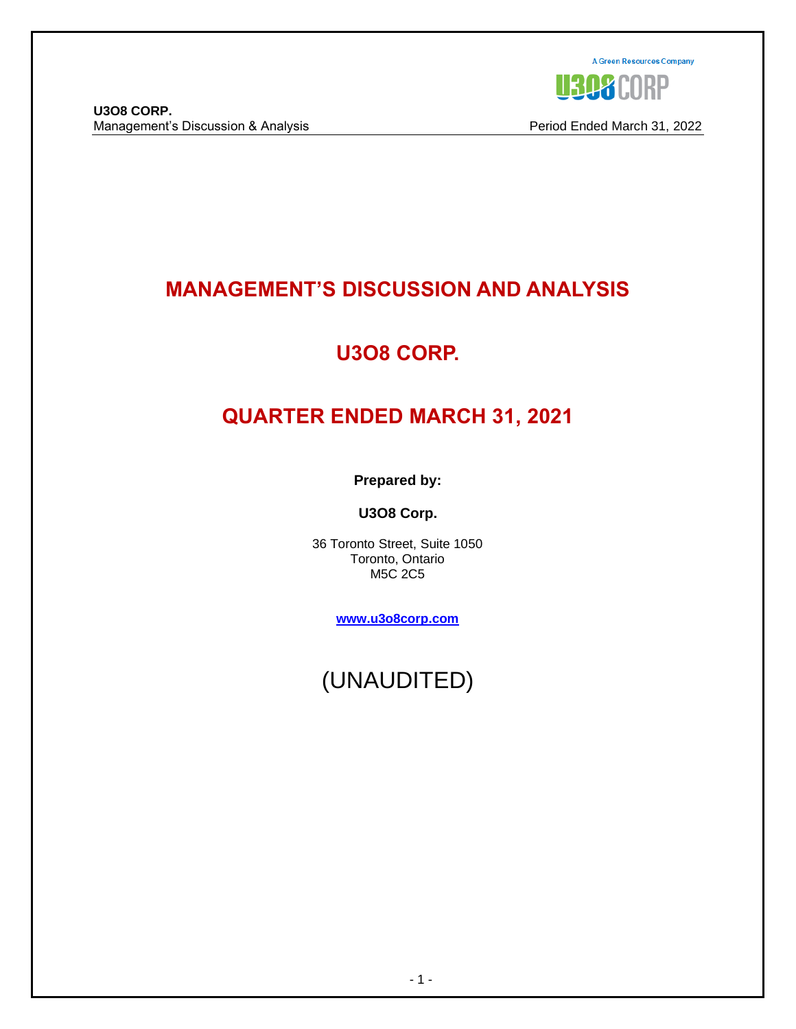# MANAGEMENT'S DISCUSSION AND ANALYSIS

## U3O8 CORP.

## QUARTER ENDED MARCH 31, 2021

**Prepared by:**

**U3O8 Corp.**

36 Toronto Street, Suite 1050
Toronto, Ontario
M5C 2C5

**www.u3o8corp.com**

(UNAUDITED)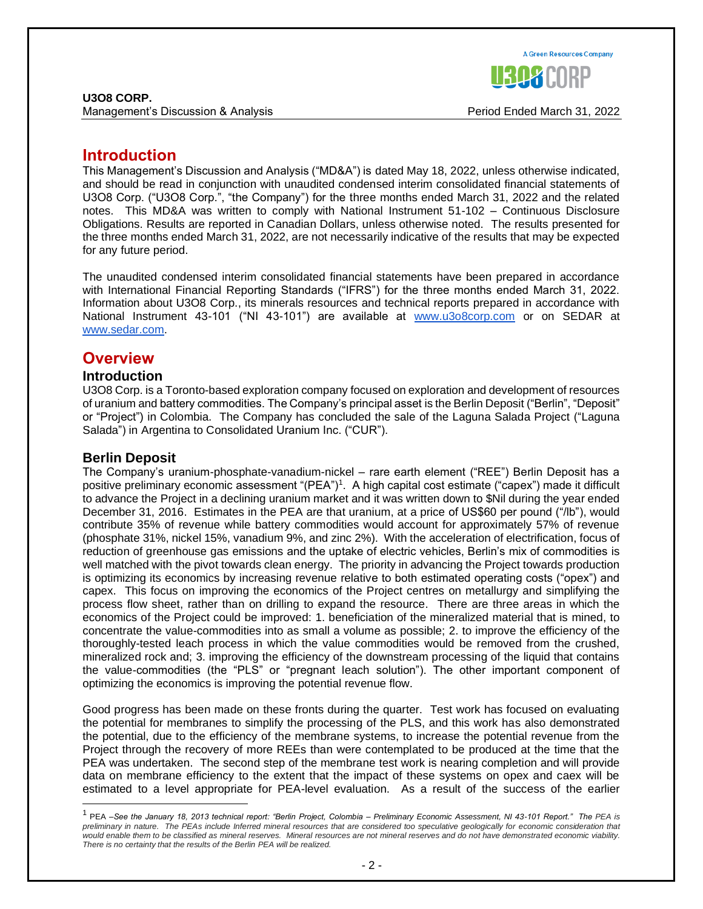# Introduction

This Management's Discussion and Analysis ("MD&A") is dated May 18, 2022, unless otherwise indicated, and should be read in conjunction with unaudited condensed interim consolidated financial statements of U3O8 Corp. ("U3O8 Corp.", "the Company") for the three months ended March 31, 2022 and the related notes. This MD&A was written to comply with National Instrument 51-102 – Continuous Disclosure Obligations. Results are reported in Canadian Dollars, unless otherwise noted. The results presented for the three months ended March 31, 2022, are not necessarily indicative of the results that may be expected for any future period.

The unaudited condensed interim consolidated financial statements have been prepared in accordance with International Financial Reporting Standards ("IFRS") for the three months ended March 31, 2022. Information about U3O8 Corp., its minerals resources and technical reports prepared in accordance with National Instrument 43-101 ("NI 43-101") are available at www.u3o8corp.com or on SEDAR at www.sedar.com.

# Overview

## Introduction

U3O8 Corp. is a Toronto-based exploration company focused on exploration and development of resources of uranium and battery commodities. The Company's principal asset is the Berlin Deposit ("Berlin", "Deposit" or "Project") in Colombia. The Company has concluded the sale of the Laguna Salada Project ("Laguna Salada") in Argentina to Consolidated Uranium Inc. ("CUR").

## Berlin Deposit

The Company's uranium-phosphate-vanadium-nickel – rare earth element ("REE") Berlin Deposit has a positive preliminary economic assessment "(PEA")[1]. A high capital cost estimate ("capex") made it difficult to advance the Project in a declining uranium market and it was written down to $Nil during the year ended December 31, 2016. Estimates in the PEA are that uranium, at a price of US$60 per pound ("/lb"), would contribute 35% of revenue while battery commodities would account for approximately 57% of revenue (phosphate 31%, nickel 15%, vanadium 9%, and zinc 2%). With the acceleration of electrification, focus of reduction of greenhouse gas emissions and the uptake of electric vehicles, Berlin's mix of commodities is well matched with the pivot towards clean energy. The priority in advancing the Project towards production is optimizing its economics by increasing revenue relative to both estimated operating costs ("opex") and capex. This focus on improving the economics of the Project centres on metallurgy and simplifying the process flow sheet, rather than on drilling to expand the resource. There are three areas in which the economics of the Project could be improved: 1. beneficiation of the mineralized material that is mined, to concentrate the value-commodities into as small a volume as possible; 2. to improve the efficiency of the thoroughly-tested leach process in which the value commodities would be removed from the crushed, mineralized rock and; 3. improving the efficiency of the downstream processing of the liquid that contains the value-commodities (the "PLS" or "pregnant leach solution"). The other important component of optimizing the economics is improving the potential revenue flow.

Good progress has been made on these fronts during the quarter. Test work has focused on evaluating the potential for membranes to simplify the processing of the PLS, and this work has also demonstrated the potential, due to the efficiency of the membrane systems, to increase the potential revenue from the Project through the recovery of more REEs than were contemplated to be produced at the time that the PEA was undertaken. The second step of the membrane test work is nearing completion and will provide data on membrane efficiency to the extent that the impact of these systems on opex and caex will be estimated to a level appropriate for PEA-level evaluation. As a result of the success of the earlier

[1] PEA –*See the January 18, 2013 technical report: "Berlin Project, Colombia – Preliminary Economic Assessment, NI 43-101 Report." The PEA is preliminary in nature. The PEAs include Inferred mineral resources that are considered too speculative geologically for economic consideration that would enable them to be classified as mineral reserves. Mineral resources are not mineral reserves and do not have demonstrated economic viability. There is no certainty that the results of the Berlin PEA will be realized.*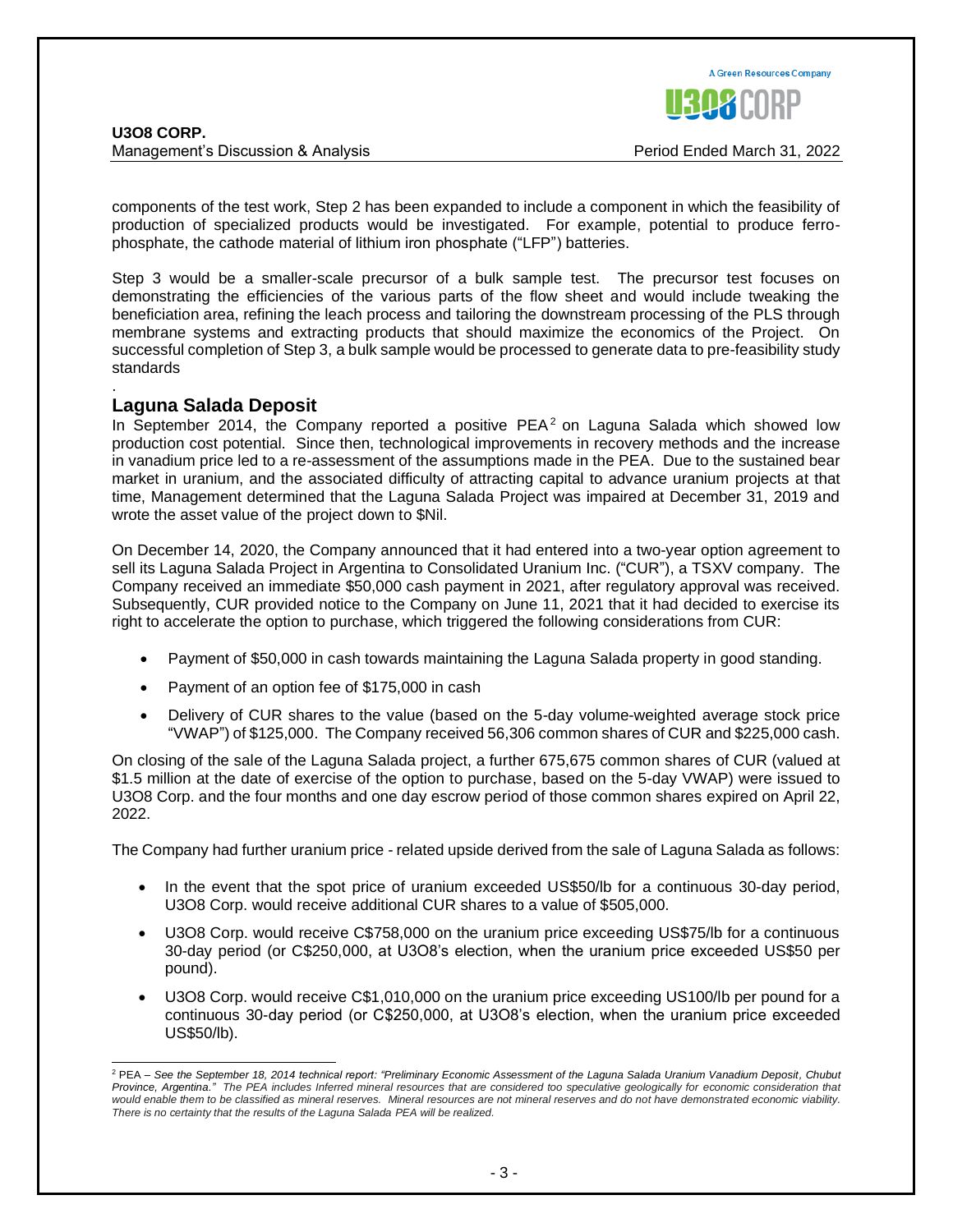components of the test work, Step 2 has been expanded to include a component in which the feasibility of production of specialized products would be investigated. For example, potential to produce ferro-phosphate, the cathode material of lithium iron phosphate ("LFP") batteries.

Step 3 would be a smaller-scale precursor of a bulk sample test. The precursor test focuses on demonstrating the efficiencies of the various parts of the flow sheet and would include tweaking the beneficiation area, refining the leach process and tailoring the downstream processing of the PLS through membrane systems and extracting products that should maximize the economics of the Project. On successful completion of Step 3, a bulk sample would be processed to generate data to pre-feasibility study standards

.

## Laguna Salada Deposit

In September 2014, the Company reported a positive PEA[2] on Laguna Salada which showed low production cost potential. Since then, technological improvements in recovery methods and the increase in vanadium price led to a re-assessment of the assumptions made in the PEA. Due to the sustained bear market in uranium, and the associated difficulty of attracting capital to advance uranium projects at that time, Management determined that the Laguna Salada Project was impaired at December 31, 2019 and wrote the asset value of the project down to $Nil.

On December 14, 2020, the Company announced that it had entered into a two-year option agreement to sell its Laguna Salada Project in Argentina to Consolidated Uranium Inc. ("CUR"), a TSXV company. The Company received an immediate $50,000 cash payment in 2021, after regulatory approval was received. Subsequently, CUR provided notice to the Company on June 11, 2021 that it had decided to exercise its right to accelerate the option to purchase, which triggered the following considerations from CUR:

- Payment of $50,000 in cash towards maintaining the Laguna Salada property in good standing.
- Payment of an option fee of $175,000 in cash
- Delivery of CUR shares to the value (based on the 5-day volume-weighted average stock price "VWAP") of $125,000. The Company received 56,306 common shares of CUR and $225,000 cash.

On closing of the sale of the Laguna Salada project, a further 675,675 common shares of CUR (valued at $1.5 million at the date of exercise of the option to purchase, based on the 5-day VWAP) were issued to U3O8 Corp. and the four months and one day escrow period of those common shares expired on April 22, 2022.

The Company had further uranium price - related upside derived from the sale of Laguna Salada as follows:

- In the event that the spot price of uranium exceeded US$50/lb for a continuous 30-day period, U3O8 Corp. would receive additional CUR shares to a value of $505,000.
- U3O8 Corp. would receive C$758,000 on the uranium price exceeding US$75/lb for a continuous 30-day period (or C$250,000, at U3O8's election, when the uranium price exceeded US$50 per pound).
- U3O8 Corp. would receive C$1,010,000 on the uranium price exceeding US100/lb per pound for a continuous 30-day period (or C$250,000, at U3O8's election, when the uranium price exceeded US$50/lb).

---

[2] PEA – *See the September 18, 2014 technical report: "Preliminary Economic Assessment of the Laguna Salada Uranium Vanadium Deposit, Chubut Province, Argentina." The PEA includes Inferred mineral resources that are considered too speculative geologically for economic consideration that would enable them to be classified as mineral reserves. Mineral resources are not mineral reserves and do not have demonstrated economic viability. There is no certainty that the results of the Laguna Salada PEA will be realized.*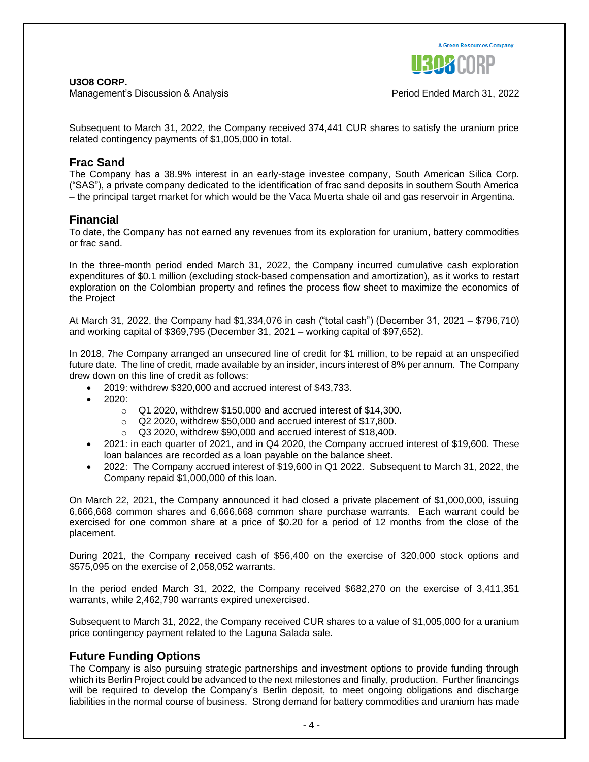Subsequent to March 31, 2022, the Company received 374,441 CUR shares to satisfy the uranium price related contingency payments of $1,005,000 in total.

## Frac Sand

The Company has a 38.9% interest in an early-stage investee company, South American Silica Corp. ("SAS"), a private company dedicated to the identification of frac sand deposits in southern South America – the principal target market for which would be the Vaca Muerta shale oil and gas reservoir in Argentina.

## Financial

To date, the Company has not earned any revenues from its exploration for uranium, battery commodities or frac sand.

In the three-month period ended March 31, 2022, the Company incurred cumulative cash exploration expenditures of $0.1 million (excluding stock-based compensation and amortization), as it works to restart exploration on the Colombian property and refines the process flow sheet to maximize the economics of the Project

At March 31, 2022, the Company had $1,334,076 in cash ("total cash") (December 31, 2021 – $796,710) and working capital of $369,795 (December 31, 2021 – working capital of $97,652).

In 2018, 7he Company arranged an unsecured line of credit for $1 million, to be repaid at an unspecified future date. The line of credit, made available by an insider, incurs interest of 8% per annum. The Company drew down on this line of credit as follows:

- 2019: withdrew $320,000 and accrued interest of $43,733.
- 2020:
  - Q1 2020, withdrew $150,000 and accrued interest of $14,300.
  - Q2 2020, withdrew $50,000 and accrued interest of $17,800.
  - Q3 2020, withdrew $90,000 and accrued interest of $18,400.
- 2021: in each quarter of 2021, and in Q4 2020, the Company accrued interest of $19,600. These loan balances are recorded as a loan payable on the balance sheet.
- 2022: The Company accrued interest of $19,600 in Q1 2022. Subsequent to March 31, 2022, the Company repaid $1,000,000 of this loan.

On March 22, 2021, the Company announced it had closed a private placement of $1,000,000, issuing 6,666,668 common shares and 6,666,668 common share purchase warrants. Each warrant could be exercised for one common share at a price of $0.20 for a period of 12 months from the close of the placement.

During 2021, the Company received cash of $56,400 on the exercise of 320,000 stock options and $575,095 on the exercise of 2,058,052 warrants.

In the period ended March 31, 2022, the Company received $682,270 on the exercise of 3,411,351 warrants, while 2,462,790 warrants expired unexercised.

Subsequent to March 31, 2022, the Company received CUR shares to a value of $1,005,000 for a uranium price contingency payment related to the Laguna Salada sale.

## Future Funding Options

The Company is also pursuing strategic partnerships and investment options to provide funding through which its Berlin Project could be advanced to the next milestones and finally, production. Further financings will be required to develop the Company's Berlin deposit, to meet ongoing obligations and discharge liabilities in the normal course of business. Strong demand for battery commodities and uranium has made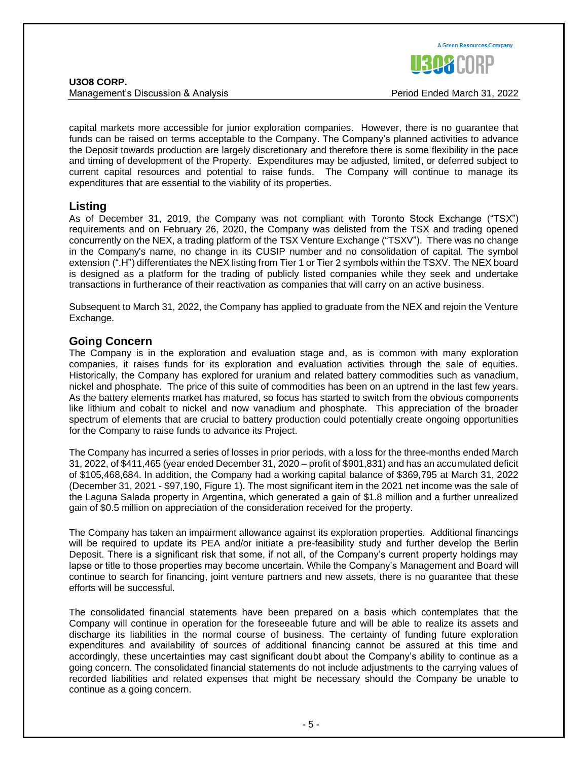capital markets more accessible for junior exploration companies. However, there is no guarantee that funds can be raised on terms acceptable to the Company. The Company's planned activities to advance the Deposit towards production are largely discretionary and therefore there is some flexibility in the pace and timing of development of the Property. Expenditures may be adjusted, limited, or deferred subject to current capital resources and potential to raise funds. The Company will continue to manage its expenditures that are essential to the viability of its properties.

## Listing

As of December 31, 2019, the Company was not compliant with Toronto Stock Exchange ("TSX") requirements and on February 26, 2020, the Company was delisted from the TSX and trading opened concurrently on the NEX, a trading platform of the TSX Venture Exchange ("TSXV"). There was no change in the Company's name, no change in its CUSIP number and no consolidation of capital. The symbol extension (".H") differentiates the NEX listing from Tier 1 or Tier 2 symbols within the TSXV. The NEX board is designed as a platform for the trading of publicly listed companies while they seek and undertake transactions in furtherance of their reactivation as companies that will carry on an active business.

Subsequent to March 31, 2022, the Company has applied to graduate from the NEX and rejoin the Venture Exchange.

## Going Concern

The Company is in the exploration and evaluation stage and, as is common with many exploration companies, it raises funds for its exploration and evaluation activities through the sale of equities. Historically, the Company has explored for uranium and related battery commodities such as vanadium, nickel and phosphate. The price of this suite of commodities has been on an uptrend in the last few years. As the battery elements market has matured, so focus has started to switch from the obvious components like lithium and cobalt to nickel and now vanadium and phosphate. This appreciation of the broader spectrum of elements that are crucial to battery production could potentially create ongoing opportunities for the Company to raise funds to advance its Project.

The Company has incurred a series of losses in prior periods, with a loss for the three-months ended March 31, 2022, of $411,465 (year ended December 31, 2020 – profit of $901,831) and has an accumulated deficit of $105,468,684. In addition, the Company had a working capital balance of $369,795 at March 31, 2022 (December 31, 2021 - $97,190, Figure 1). The most significant item in the 2021 net income was the sale of the Laguna Salada property in Argentina, which generated a gain of $1.8 million and a further unrealized gain of $0.5 million on appreciation of the consideration received for the property.

The Company has taken an impairment allowance against its exploration properties. Additional financings will be required to update its PEA and/or initiate a pre-feasibility study and further develop the Berlin Deposit. There is a significant risk that some, if not all, of the Company's current property holdings may lapse or title to those properties may become uncertain. While the Company's Management and Board will continue to search for financing, joint venture partners and new assets, there is no guarantee that these efforts will be successful.

The consolidated financial statements have been prepared on a basis which contemplates that the Company will continue in operation for the foreseeable future and will be able to realize its assets and discharge its liabilities in the normal course of business. The certainty of funding future exploration expenditures and availability of sources of additional financing cannot be assured at this time and accordingly, these uncertainties may cast significant doubt about the Company's ability to continue as a going concern. The consolidated financial statements do not include adjustments to the carrying values of recorded liabilities and related expenses that might be necessary should the Company be unable to continue as a going concern.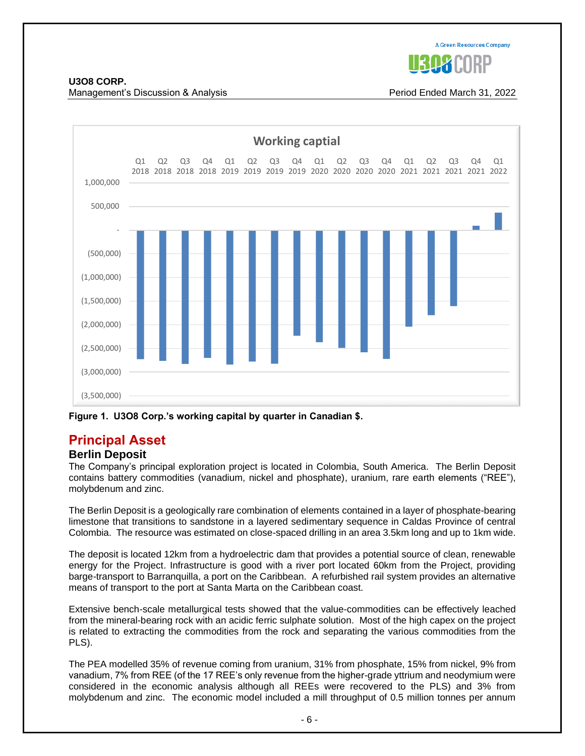Figure 1. U3O8 Corp.'s working capital by quarter in Canadian $.

## Principal Asset

### Berlin Deposit

The Company's principal exploration project is located in Colombia, South America. The Berlin Deposit contains battery commodities (vanadium, nickel and phosphate), uranium, rare earth elements ("REE"), molybdenum and zinc.

The Berlin Deposit is a geologically rare combination of elements contained in a layer of phosphate-bearing limestone that transitions to sandstone in a layered sedimentary sequence in Caldas Province of central Colombia. The resource was estimated on close-spaced drilling in an area 3.5km long and up to 1km wide.

The deposit is located 12km from a hydroelectric dam that provides a potential source of clean, renewable energy for the Project. Infrastructure is good with a river port located 60km from the Project, providing barge-transport to Barranquilla, a port on the Caribbean. A refurbished rail system provides an alternative means of transport to the port at Santa Marta on the Caribbean coast.

Extensive bench-scale metallurgical tests showed that the value-commodities can be effectively leached from the mineral-bearing rock with an acidic ferric sulphate solution. Most of the high capex on the project is related to extracting the commodities from the rock and separating the various commodities from the PLS).

The PEA modelled 35% of revenue coming from uranium, 31% from phosphate, 15% from nickel, 9% from vanadium, 7% from REE (of the 17 REE's only revenue from the higher-grade yttrium and neodymium were considered in the economic analysis although all REEs were recovered to the PLS) and 3% from molybdenum and zinc. The economic model included a mill throughput of 0.5 million tonnes per annum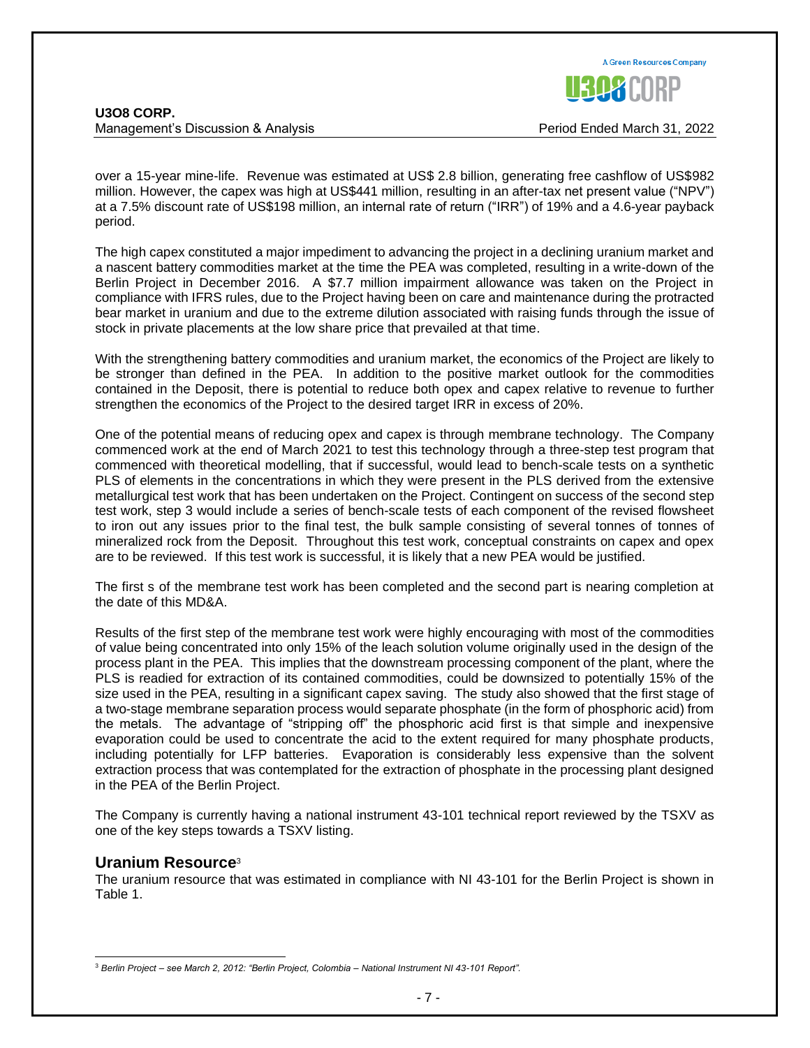over a 15-year mine-life. Revenue was estimated at US$ 2.8 billion, generating free cashflow of US$982 million. However, the capex was high at US$441 million, resulting in an after-tax net present value ("NPV") at a 7.5% discount rate of US$198 million, an internal rate of return ("IRR") of 19% and a 4.6-year payback period.

The high capex constituted a major impediment to advancing the project in a declining uranium market and a nascent battery commodities market at the time the PEA was completed, resulting in a write-down of the Berlin Project in December 2016. A $7.7 million impairment allowance was taken on the Project in compliance with IFRS rules, due to the Project having been on care and maintenance during the protracted bear market in uranium and due to the extreme dilution associated with raising funds through the issue of stock in private placements at the low share price that prevailed at that time.

With the strengthening battery commodities and uranium market, the economics of the Project are likely to be stronger than defined in the PEA. In addition to the positive market outlook for the commodities contained in the Deposit, there is potential to reduce both opex and capex relative to revenue to further strengthen the economics of the Project to the desired target IRR in excess of 20%.

One of the potential means of reducing opex and capex is through membrane technology. The Company commenced work at the end of March 2021 to test this technology through a three-step test program that commenced with theoretical modelling, that if successful, would lead to bench-scale tests on a synthetic PLS of elements in the concentrations in which they were present in the PLS derived from the extensive metallurgical test work that has been undertaken on the Project. Contingent on success of the second step test work, step 3 would include a series of bench-scale tests of each component of the revised flowsheet to iron out any issues prior to the final test, the bulk sample consisting of several tonnes of tonnes of mineralized rock from the Deposit. Throughout this test work, conceptual constraints on capex and opex are to be reviewed. If this test work is successful, it is likely that a new PEA would be justified.

The first s of the membrane test work has been completed and the second part is nearing completion at the date of this MD&A.

Results of the first step of the membrane test work were highly encouraging with most of the commodities of value being concentrated into only 15% of the leach solution volume originally used in the design of the process plant in the PEA. This implies that the downstream processing component of the plant, where the PLS is readied for extraction of its contained commodities, could be downsized to potentially 15% of the size used in the PEA, resulting in a significant capex saving. The study also showed that the first stage of a two-stage membrane separation process would separate phosphate (in the form of phosphoric acid) from the metals. The advantage of "stripping off" the phosphoric acid first is that simple and inexpensive evaporation could be used to concentrate the acid to the extent required for many phosphate products, including potentially for LFP batteries. Evaporation is considerably less expensive than the solvent extraction process that was contemplated for the extraction of phosphate in the processing plant designed in the PEA of the Berlin Project.

The Company is currently having a national instrument 43-101 technical report reviewed by the TSXV as one of the key steps towards a TSXV listing.

## Uranium Resource[3]

The uranium resource that was estimated in compliance with NI 43-101 for the Berlin Project is shown in Table 1.

[3] *Berlin Project – see March 2, 2012: "Berlin Project, Colombia – National Instrument NI 43-101 Report".*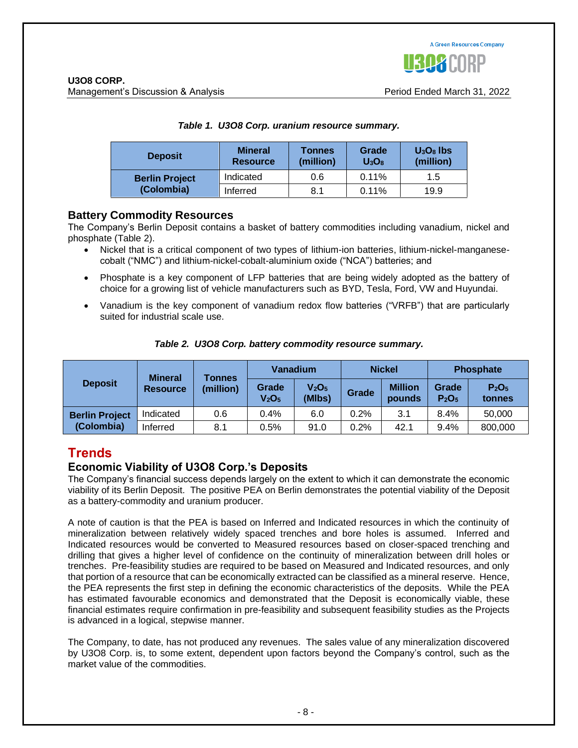*Table 1. U3O8 Corp. uranium resource summary.*

| Deposit | Mineral Resource | Tonnes (million) | Grade $U_3O_8$ | $U_3O_8$ lbs (million) |
|---|---|---|---|---|
| Berlin Project (Colombia) | Indicated | 0.6 | 0.11% | 1.5 |
| | Inferred | 8.1 | 0.11% | 19.9 |

## Battery Commodity Resources

The Company's Berlin Deposit contains a basket of battery commodities including vanadium, nickel and phosphate (Table 2).

- Nickel that is a critical component of two types of lithium-ion batteries, lithium-nickel-manganese-cobalt ("NMC") and lithium-nickel-cobalt-aluminium oxide ("NCA") batteries; and
- Phosphate is a key component of LFP batteries that are being widely adopted as the battery of choice for a growing list of vehicle manufacturers such as BYD, Tesla, Ford, VW and Huyundai.
- Vanadium is the key component of vanadium redox flow batteries ("VRFB") that are particularly suited for industrial scale use.

*Table 2. U3O8 Corp. battery commodity resource summary.*

| Deposit | Mineral Resource | Tonnes (million) | Vanadium | | Nickel | | Phosphate | |
|---|---|---|---|---|---|---|---|---|
| | | | Grade $V_2O_5$ | $V_2O_5$ (Mlbs) | Grade | Million pounds | Grade $P_2O_5$ | $P_2O_5$ tonnes |
| Berlin Project (Colombia) | Indicated | 0.6 | 0.4% | 6.0 | 0.2% | 3.1 | 8.4% | 50,000 |
| | Inferred | 8.1 | 0.5% | 91.0 | 0.2% | 42.1 | 9.4% | 800,000 |

# Trends

## Economic Viability of U3O8 Corp.'s Deposits

The Company's financial success depends largely on the extent to which it can demonstrate the economic viability of its Berlin Deposit. The positive PEA on Berlin demonstrates the potential viability of the Deposit as a battery-commodity and uranium producer.

A note of caution is that the PEA is based on Inferred and Indicated resources in which the continuity of mineralization between relatively widely spaced trenches and bore holes is assumed. Inferred and Indicated resources would be converted to Measured resources based on closer-spaced trenching and drilling that gives a higher level of confidence on the continuity of mineralization between drill holes or trenches. Pre-feasibility studies are required to be based on Measured and Indicated resources, and only that portion of a resource that can be economically extracted can be classified as a mineral reserve. Hence, the PEA represents the first step in defining the economic characteristics of the deposits. While the PEA has estimated favourable economics and demonstrated that the Deposit is economically viable, these financial estimates require confirmation in pre-feasibility and subsequent feasibility studies as the Projects is advanced in a logical, stepwise manner.

The Company, to date, has not produced any revenues. The sales value of any mineralization discovered by U3O8 Corp. is, to some extent, dependent upon factors beyond the Company's control, such as the market value of the commodities.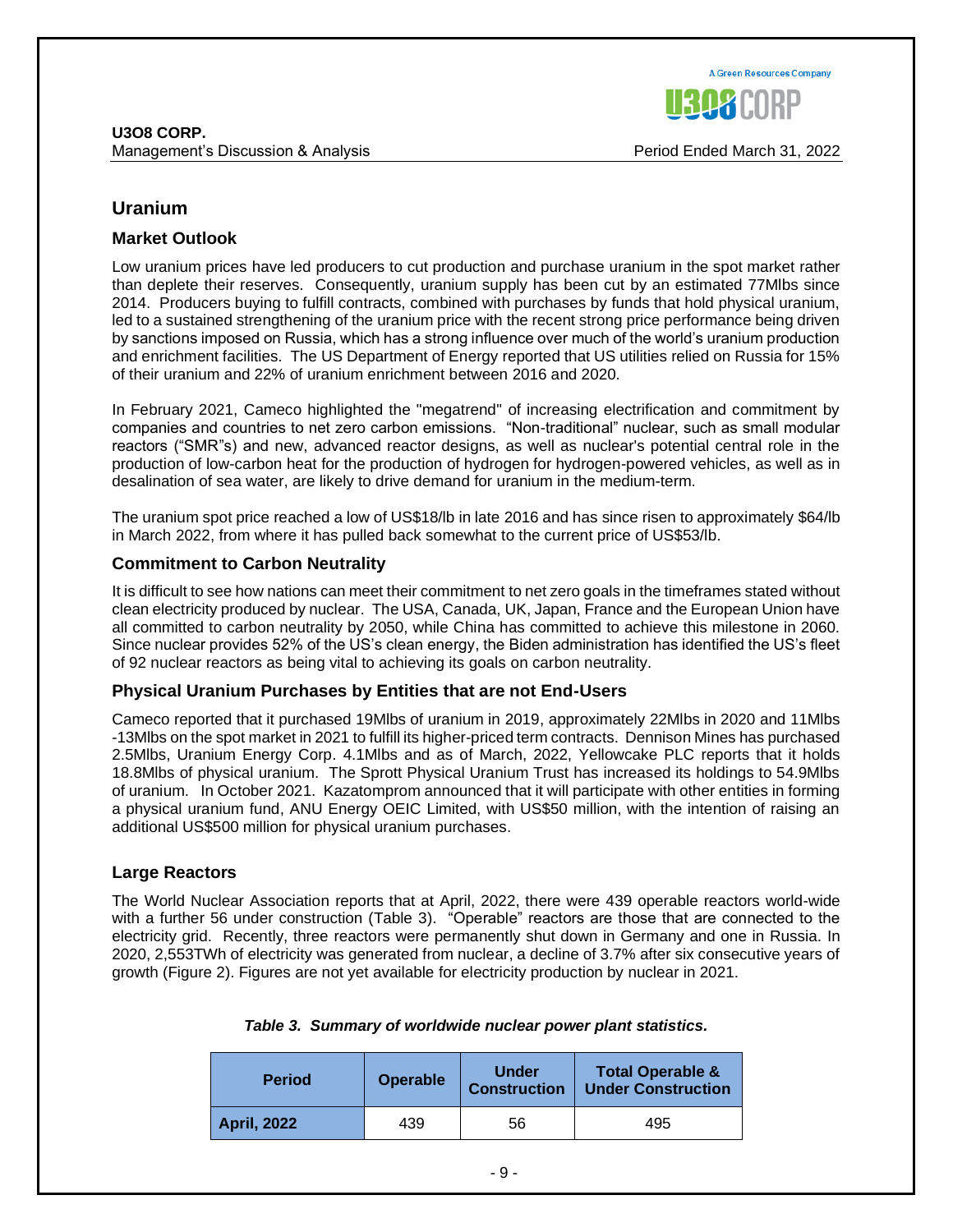## Uranium

### Market Outlook

Low uranium prices have led producers to cut production and purchase uranium in the spot market rather than deplete their reserves. Consequently, uranium supply has been cut by an estimated 77Mlbs since 2014. Producers buying to fulfill contracts, combined with purchases by funds that hold physical uranium, led to a sustained strengthening of the uranium price with the recent strong price performance being driven by sanctions imposed on Russia, which has a strong influence over much of the world's uranium production and enrichment facilities. The US Department of Energy reported that US utilities relied on Russia for 15% of their uranium and 22% of uranium enrichment between 2016 and 2020.

In February 2021, Cameco highlighted the "megatrend" of increasing electrification and commitment by companies and countries to net zero carbon emissions. "Non-traditional" nuclear, such as small modular reactors ("SMR"s) and new, advanced reactor designs, as well as nuclear's potential central role in the production of low-carbon heat for the production of hydrogen for hydrogen-powered vehicles, as well as in desalination of sea water, are likely to drive demand for uranium in the medium-term.

The uranium spot price reached a low of US$18/lb in late 2016 and has since risen to approximately $64/lb in March 2022, from where it has pulled back somewhat to the current price of US$53/lb.

### Commitment to Carbon Neutrality

It is difficult to see how nations can meet their commitment to net zero goals in the timeframes stated without clean electricity produced by nuclear. The USA, Canada, UK, Japan, France and the European Union have all committed to carbon neutrality by 2050, while China has committed to achieve this milestone in 2060. Since nuclear provides 52% of the US's clean energy, the Biden administration has identified the US's fleet of 92 nuclear reactors as being vital to achieving its goals on carbon neutrality.

### Physical Uranium Purchases by Entities that are not End-Users

Cameco reported that it purchased 19Mlbs of uranium in 2019, approximately 22Mlbs in 2020 and 11Mlbs -13Mlbs on the spot market in 2021 to fulfill its higher-priced term contracts. Dennison Mines has purchased 2.5Mlbs, Uranium Energy Corp. 4.1Mlbs and as of March, 2022, Yellowcake PLC reports that it holds 18.8Mlbs of physical uranium. The Sprott Physical Uranium Trust has increased its holdings to 54.9Mlbs of uranium. In October 2021. Kazatomprom announced that it will participate with other entities in forming a physical uranium fund, ANU Energy OEIC Limited, with US$50 million, with the intention of raising an additional US$500 million for physical uranium purchases.

### Large Reactors

The World Nuclear Association reports that at April, 2022, there were 439 operable reactors world-wide with a further 56 under construction (Table 3). "Operable" reactors are those that are connected to the electricity grid. Recently, three reactors were permanently shut down in Germany and one in Russia. In 2020, 2,553TWh of electricity was generated from nuclear, a decline of 3.7% after six consecutive years of growth (Figure 2). Figures are not yet available for electricity production by nuclear in 2021.

***Table 3. Summary of worldwide nuclear power plant statistics.***

| Period | Operable | Under Construction | Total Operable & Under Construction |
|---|---|---|---|
| **April, 2022** | 439 | 56 | 495 |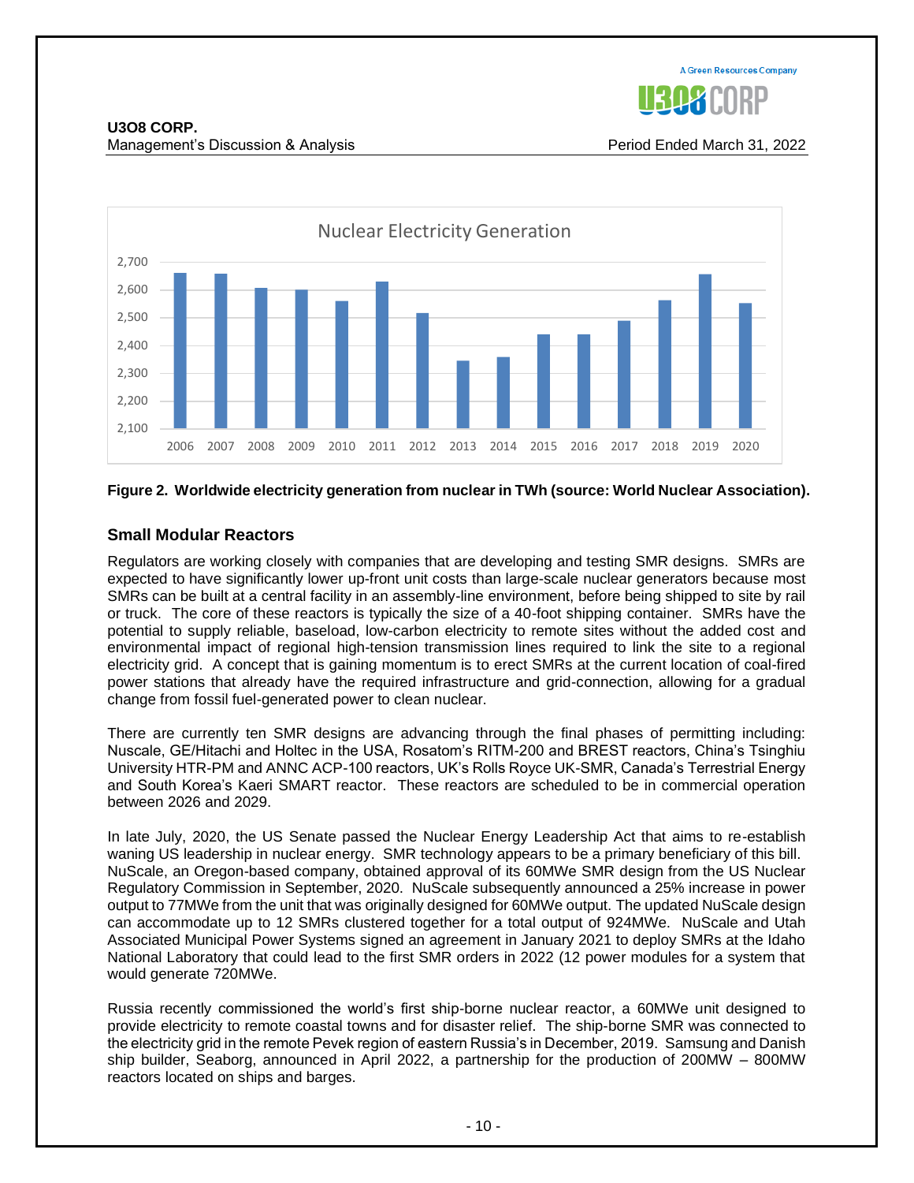Figure 2. **Worldwide electricity generation from nuclear in TWh (source: World Nuclear Association).**

## Small Modular Reactors

Regulators are working closely with companies that are developing and testing SMR designs. SMRs are expected to have significantly lower up-front unit costs than large-scale nuclear generators because most SMRs can be built at a central facility in an assembly-line environment, before being shipped to site by rail or truck. The core of these reactors is typically the size of a 40-foot shipping container. SMRs have the potential to supply reliable, baseload, low-carbon electricity to remote sites without the added cost and environmental impact of regional high-tension transmission lines required to link the site to a regional electricity grid. A concept that is gaining momentum is to erect SMRs at the current location of coal-fired power stations that already have the required infrastructure and grid-connection, allowing for a gradual change from fossil fuel-generated power to clean nuclear.

There are currently ten SMR designs are advancing through the final phases of permitting including: Nuscale, GE/Hitachi and Holtec in the USA, Rosatom's RITM-200 and BREST reactors, China's Tsinghiu University HTR-PM and ANNC ACP-100 reactors, UK's Rolls Royce UK-SMR, Canada's Terrestrial Energy and South Korea's Kaeri SMART reactor. These reactors are scheduled to be in commercial operation between 2026 and 2029.

In late July, 2020, the US Senate passed the Nuclear Energy Leadership Act that aims to re-establish waning US leadership in nuclear energy. SMR technology appears to be a primary beneficiary of this bill. NuScale, an Oregon-based company, obtained approval of its 60MWe SMR design from the US Nuclear Regulatory Commission in September, 2020. NuScale subsequently announced a 25% increase in power output to 77MWe from the unit that was originally designed for 60MWe output. The updated NuScale design can accommodate up to 12 SMRs clustered together for a total output of 924MWe. NuScale and Utah Associated Municipal Power Systems signed an agreement in January 2021 to deploy SMRs at the Idaho National Laboratory that could lead to the first SMR orders in 2022 (12 power modules for a system that would generate 720MWe.

Russia recently commissioned the world's first ship-borne nuclear reactor, a 60MWe unit designed to provide electricity to remote coastal towns and for disaster relief. The ship-borne SMR was connected to the electricity grid in the remote Pevek region of eastern Russia's in December, 2019. Samsung and Danish ship builder, Seaborg, announced in April 2022, a partnership for the production of 200MW – 800MW reactors located on ships and barges.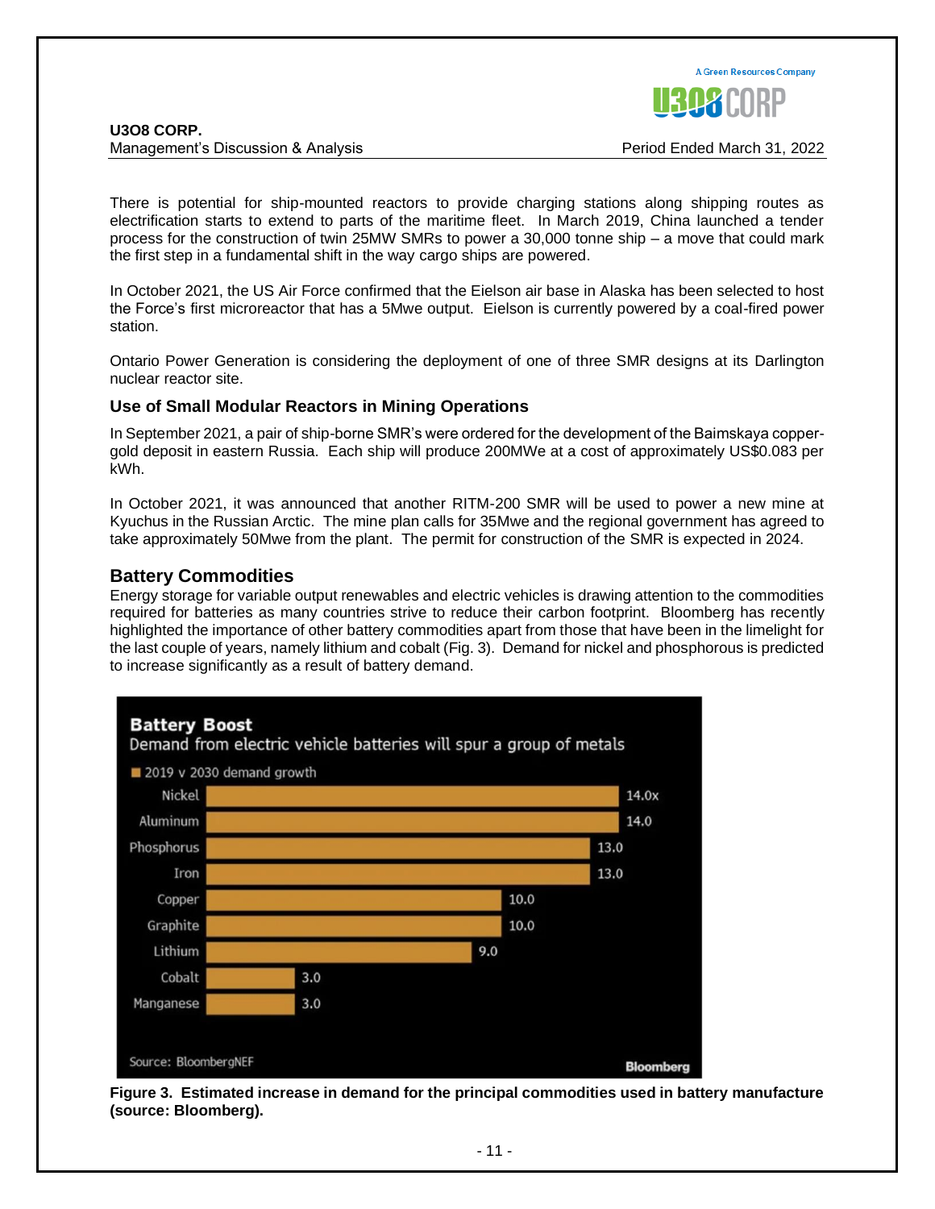There is potential for ship-mounted reactors to provide charging stations along shipping routes as electrification starts to extend to parts of the maritime fleet. In March 2019, China launched a tender process for the construction of twin 25MW SMRs to power a 30,000 tonne ship – a move that could mark the first step in a fundamental shift in the way cargo ships are powered.

In October 2021, the US Air Force confirmed that the Eielson air base in Alaska has been selected to host the Force's first microreactor that has a 5Mwe output. Eielson is currently powered by a coal-fired power station.

Ontario Power Generation is considering the deployment of one of three SMR designs at its Darlington nuclear reactor site.

### Use of Small Modular Reactors in Mining Operations

In September 2021, a pair of ship-borne SMR's were ordered for the development of the Baimskaya copper-gold deposit in eastern Russia. Each ship will produce 200MWe at a cost of approximately US$0.083 per kWh.

In October 2021, it was announced that another RITM-200 SMR will be used to power a new mine at Kyuchus in the Russian Arctic. The mine plan calls for 35Mwe and the regional government has agreed to take approximately 50Mwe from the plant. The permit for construction of the SMR is expected in 2024.

## Battery Commodities

Energy storage for variable output renewables and electric vehicles is drawing attention to the commodities required for batteries as many countries strive to reduce their carbon footprint. Bloomberg has recently highlighted the importance of other battery commodities apart from those that have been in the limelight for the last couple of years, namely lithium and cobalt (Fig. 3). Demand for nickel and phosphorous is predicted to increase significantly as a result of battery demand.

**Battery Boost**
Demand from electric vehicle batteries will spur a group of metals

| Metal | 2019 v 2030 demand growth |
|---|---|
| Nickel | 14.0x |
| Aluminum | 14.0 |
| Phosphorus | 13.0 |
| Iron | 13.0 |
| Copper | 10.0 |
| Graphite | 10.0 |
| Lithium | 9.0 |
| Cobalt | 3.0 |
| Manganese | 3.0 |

Source: BloombergNEF — Bloomberg

**Figure 3. Estimated increase in demand for the principal commodities used in battery manufacture (source: Bloomberg).**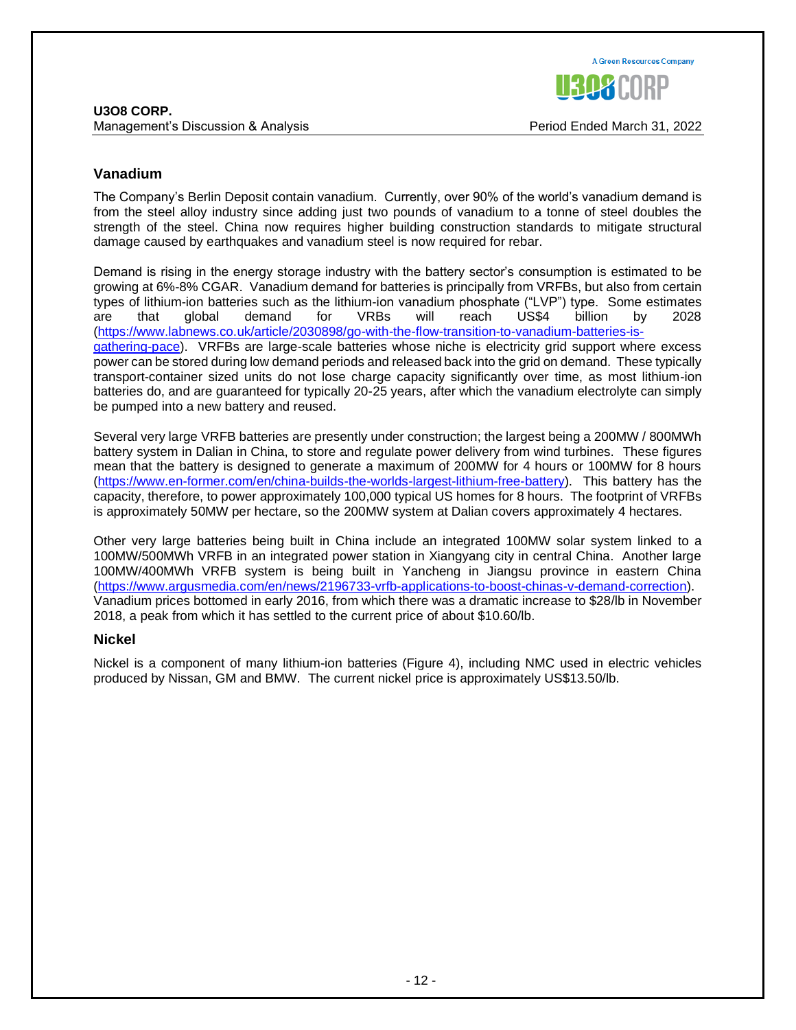## Vanadium

The Company's Berlin Deposit contain vanadium. Currently, over 90% of the world's vanadium demand is from the steel alloy industry since adding just two pounds of vanadium to a tonne of steel doubles the strength of the steel. China now requires higher building construction standards to mitigate structural damage caused by earthquakes and vanadium steel is now required for rebar.

Demand is rising in the energy storage industry with the battery sector's consumption is estimated to be growing at 6%-8% CGAR. Vanadium demand for batteries is principally from VRFBs, but also from certain types of lithium-ion batteries such as the lithium-ion vanadium phosphate ("LVP") type. Some estimates are that global demand for VRBs will reach US$4 billion by 2028 (https://www.labnews.co.uk/article/2030898/go-with-the-flow-transition-to-vanadium-batteries-is-gathering-pace). VRFBs are large-scale batteries whose niche is electricity grid support where excess power can be stored during low demand periods and released back into the grid on demand. These typically transport-container sized units do not lose charge capacity significantly over time, as most lithium-ion batteries do, and are guaranteed for typically 20-25 years, after which the vanadium electrolyte can simply be pumped into a new battery and reused.

Several very large VRFB batteries are presently under construction; the largest being a 200MW / 800MWh battery system in Dalian in China, to store and regulate power delivery from wind turbines. These figures mean that the battery is designed to generate a maximum of 200MW for 4 hours or 100MW for 8 hours (https://www.en-former.com/en/china-builds-the-worlds-largest-lithium-free-battery). This battery has the capacity, therefore, to power approximately 100,000 typical US homes for 8 hours. The footprint of VRFBs is approximately 50MW per hectare, so the 200MW system at Dalian covers approximately 4 hectares.

Other very large batteries being built in China include an integrated 100MW solar system linked to a 100MW/500MWh VRFB in an integrated power station in Xiangyang city in central China. Another large 100MW/400MWh VRFB system is being built in Yancheng in Jiangsu province in eastern China (https://www.argusmedia.com/en/news/2196733-vrfb-applications-to-boost-chinas-v-demand-correction). Vanadium prices bottomed in early 2016, from which there was a dramatic increase to $28/lb in November 2018, a peak from which it has settled to the current price of about $10.60/lb.

## Nickel

Nickel is a component of many lithium-ion batteries (Figure 4), including NMC used in electric vehicles produced by Nissan, GM and BMW. The current nickel price is approximately US$13.50/lb.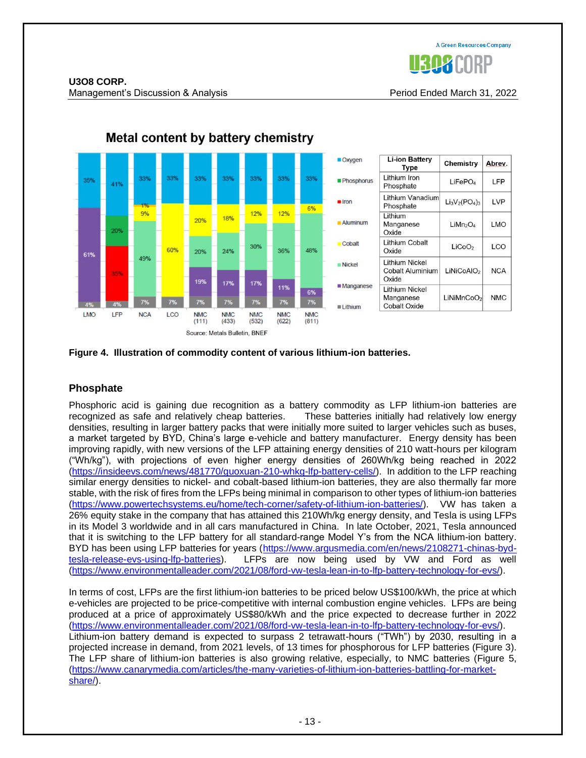**Metal content by battery chemistry**

| Li-ion Battery Type | Chemistry | Abrev. |
|---|---|---|
| Lithium Iron Phosphate | $LiFePO_4$ | LFP |
| Lithium Vanadium Phosphate | $Li_3V_2(PO_4)_3$ | LVP |
| Lithium Manganese Oxide | $LiMn_2O_4$ | LMO |
| Lithium Cobalt Oxide | $LiCoO_2$ | LCO |
| Lithium Nickel Cobalt Aluminium Oxide | $LiNiCoAlO_2$ | NCA |
| Lithium Nickel Manganese Cobalt Oxide | $LiNiMnCoO_2$ | NMC |

Source: Metals Bulletin, BNEF

**Figure 4. Illustration of commodity content of various lithium-ion batteries.**

## Phosphate

Phosphoric acid is gaining due recognition as a battery commodity as LFP lithium-ion batteries are recognized as safe and relatively cheap batteries. These batteries initially had relatively low energy densities, resulting in larger battery packs that were initially more suited to larger vehicles such as buses, a market targeted by BYD, China's large e-vehicle and battery manufacturer. Energy density has been improving rapidly, with new versions of the LFP attaining energy densities of 210 watt-hours per kilogram ("Wh/kg"), with projections of even higher energy densities of 260Wh/kg being reached in 2022 (https://insideevs.com/news/481770/guoxuan-210-whkg-lfp-battery-cells/). In addition to the LFP reaching similar energy densities to nickel- and cobalt-based lithium-ion batteries, they are also thermally far more stable, with the risk of fires from the LFPs being minimal in comparison to other types of lithium-ion batteries (https://www.powertechsystems.eu/home/tech-corner/safety-of-lithium-ion-batteries/). VW has taken a 26% equity stake in the company that has attained this 210Wh/kg energy density, and Tesla is using LFPs in its Model 3 worldwide and in all cars manufactured in China. In late October, 2021, Tesla announced that it is switching to the LFP battery for all standard-range Model Y's from the NCA lithium-ion battery. BYD has been using LFP batteries for years (https://www.argusmedia.com/en/news/2108271-chinas-byd-tesla-release-evs-using-lfp-batteries). LFPs are now being used by VW and Ford as well (https://www.environmentalleader.com/2021/08/ford-vw-tesla-lean-in-to-lfp-battery-technology-for-evs/).

In terms of cost, LFPs are the first lithium-ion batteries to be priced below US$100/kWh, the price at which e-vehicles are projected to be price-competitive with internal combustion engine vehicles. LFPs are being produced at a price of approximately US$80/kWh and the price expected to decrease further in 2022 (https://www.environmentalleader.com/2021/08/ford-vw-tesla-lean-in-to-lfp-battery-technology-for-evs/). Lithium-ion battery demand is expected to surpass 2 tetrawatt-hours ("TWh") by 2030, resulting in a projected increase in demand, from 2021 levels, of 13 times for phosphorous for LFP batteries (Figure 3). The LFP share of lithium-ion batteries is also growing relative, especially, to NMC batteries (Figure 5, (https://www.canarymedia.com/articles/the-many-varieties-of-lithium-ion-batteries-battling-for-market-share/).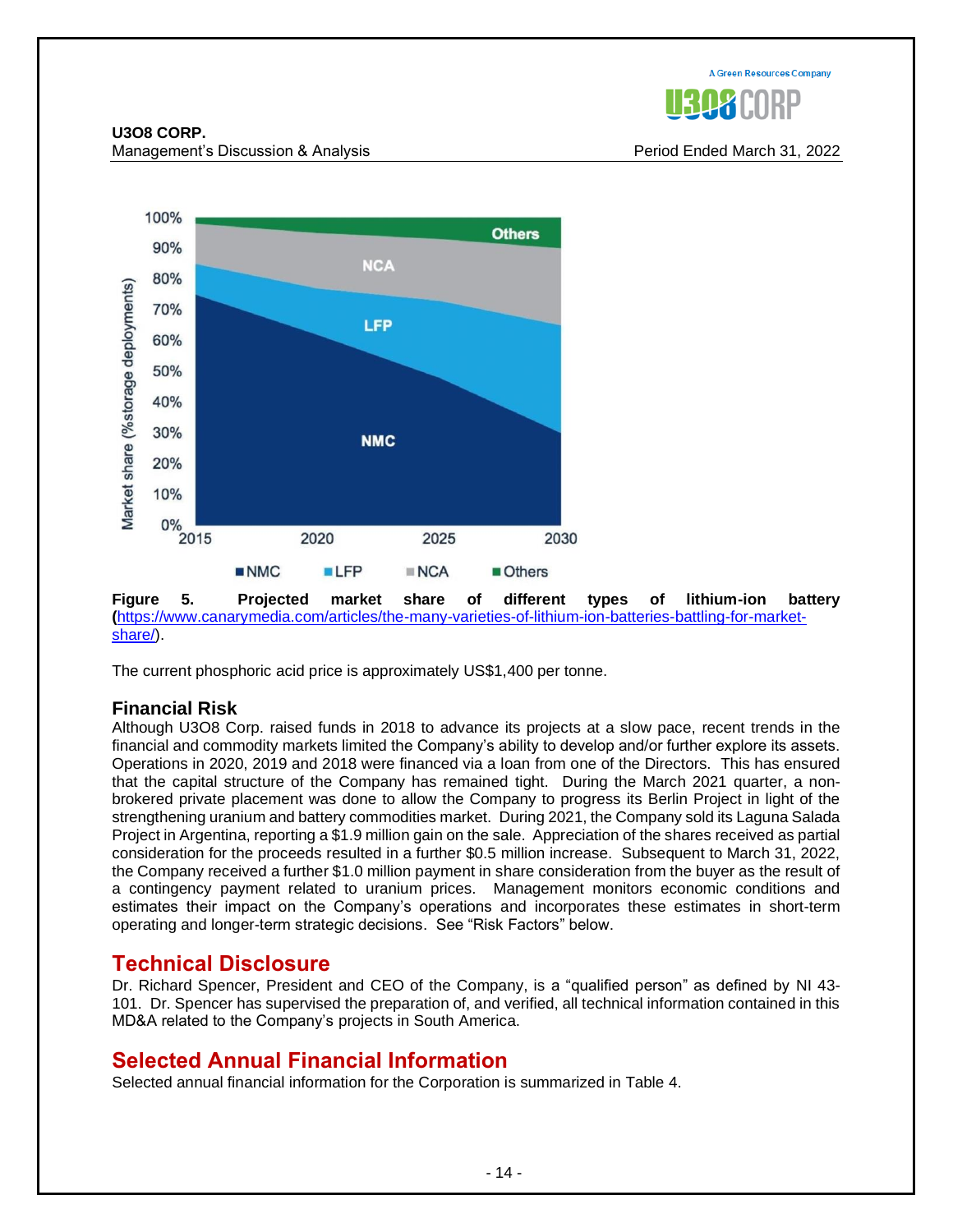**Figure 5. Projected market share of different types of lithium-ion battery (**[https://www.canarymedia.com/articles/the-many-varieties-of-lithium-ion-batteries-battling-for-market-share/](https://www.canarymedia.com/articles/the-many-varieties-of-lithium-ion-batteries-battling-for-market-share/)).

The current phosphoric acid price is approximately US$1,400 per tonne.

### Financial Risk

Although U3O8 Corp. raised funds in 2018 to advance its projects at a slow pace, recent trends in the financial and commodity markets limited the Company's ability to develop and/or further explore its assets. Operations in 2020, 2019 and 2018 were financed via a loan from one of the Directors. This has ensured that the capital structure of the Company has remained tight. During the March 2021 quarter, a non-brokered private placement was done to allow the Company to progress its Berlin Project in light of the strengthening uranium and battery commodities market. During 2021, the Company sold its Laguna Salada Project in Argentina, reporting a $1.9 million gain on the sale. Appreciation of the shares received as partial consideration for the proceeds resulted in a further $0.5 million increase. Subsequent to March 31, 2022, the Company received a further $1.0 million payment in share consideration from the buyer as the result of a contingency payment related to uranium prices. Management monitors economic conditions and estimates their impact on the Company's operations and incorporates these estimates in short-term operating and longer-term strategic decisions. See "Risk Factors" below.

## Technical Disclosure

Dr. Richard Spencer, President and CEO of the Company, is a "qualified person" as defined by NI 43-101. Dr. Spencer has supervised the preparation of, and verified, all technical information contained in this MD&A related to the Company's projects in South America.

## Selected Annual Financial Information

Selected annual financial information for the Corporation is summarized in Table 4.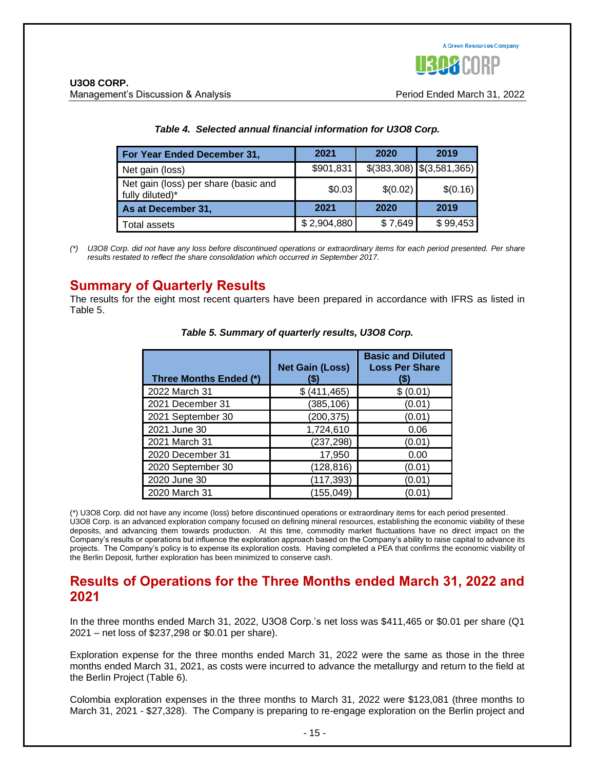*Table 4. Selected annual financial information for U3O8 Corp.*

| For Year Ended December 31, | 2021 | 2020 | 2019 |
|---|---|---|---|
| Net gain (loss) | $901,831 | $(383,308) | $(3,581,365) |
| Net gain (loss) per share (basic and fully diluted)* | $0.03 | $(0.02) | $(0.16) |
| **As at December 31,** | **2021** | **2020** | **2019** |
| Total assets | $ 2,904,880 | $ 7,649 | $ 99,453 |

*(\*) U3O8 Corp. did not have any loss before discontinued operations or extraordinary items for each period presented. Per share results restated to reflect the share consolidation which occurred in September 2017.*

## Summary of Quarterly Results

The results for the eight most recent quarters have been prepared in accordance with IFRS as listed in Table 5.

*Table 5. Summary of quarterly results, U3O8 Corp.*

| Three Months Ended (*) | Net Gain (Loss) ($) | Basic and Diluted Loss Per Share ($) |
|---|---|---|
| 2022 March 31 | $ (411,465) | $ (0.01) |
| 2021 December 31 | (385,106) | (0.01) |
| 2021 September 30 | (200,375) | (0.01) |
| 2021 June 30 | 1,724,610 | 0.06 |
| 2021 March 31 | (237,298) | (0.01) |
| 2020 December 31 | 17,950 | 0.00 |
| 2020 September 30 | (128,816) | (0.01) |
| 2020 June 30 | (117,393) | (0.01) |
| 2020 March 31 | (155,049) | (0.01) |

(*) U3O8 Corp. did not have any income (loss) before discontinued operations or extraordinary items for each period presented. U3O8 Corp. is an advanced exploration company focused on defining mineral resources, establishing the economic viability of these deposits, and advancing them towards production. At this time, commodity market fluctuations have no direct impact on the Company's results or operations but influence the exploration approach based on the Company's ability to raise capital to advance its projects. The Company's policy is to expense its exploration costs. Having completed a PEA that confirms the economic viability of the Berlin Deposit, further exploration has been minimized to conserve cash.

## Results of Operations for the Three Months ended March 31, 2022 and 2021

In the three months ended March 31, 2022, U3O8 Corp.'s net loss was $411,465 or $0.01 per share (Q1 2021 – net loss of $237,298 or $0.01 per share).

Exploration expense for the three months ended March 31, 2022 were the same as those in the three months ended March 31, 2021, as costs were incurred to advance the metallurgy and return to the field at the Berlin Project (Table 6).

Colombia exploration expenses in the three months to March 31, 2022 were $123,081 (three months to March 31, 2021 - $27,328). The Company is preparing to re-engage exploration on the Berlin project and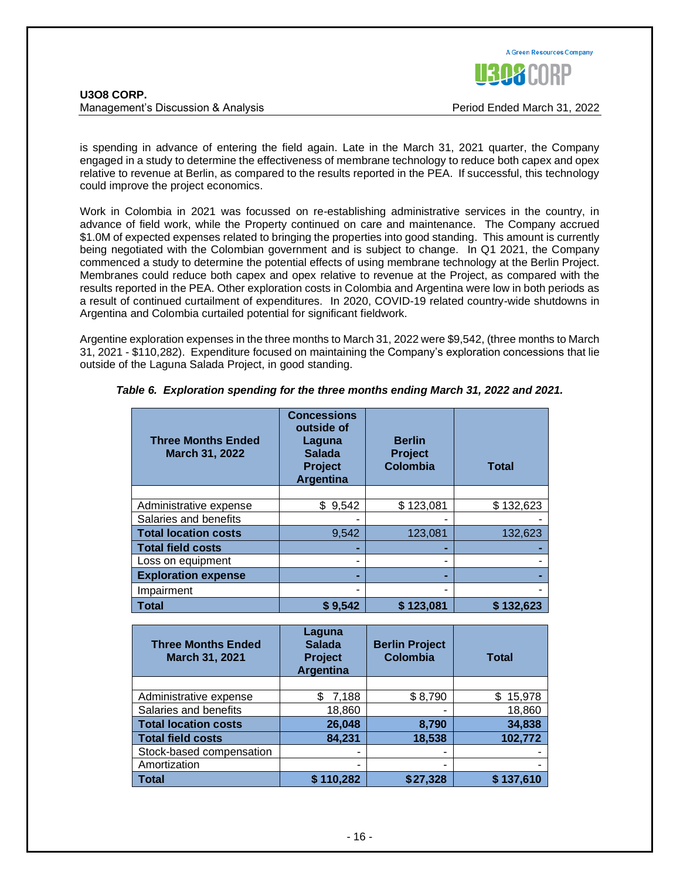is spending in advance of entering the field again. Late in the March 31, 2021 quarter, the Company engaged in a study to determine the effectiveness of membrane technology to reduce both capex and opex relative to revenue at Berlin, as compared to the results reported in the PEA. If successful, this technology could improve the project economics.

Work in Colombia in 2021 was focussed on re-establishing administrative services in the country, in advance of field work, while the Property continued on care and maintenance. The Company accrued $1.0M of expected expenses related to bringing the properties into good standing. This amount is currently being negotiated with the Colombian government and is subject to change. In Q1 2021, the Company commenced a study to determine the potential effects of using membrane technology at the Berlin Project. Membranes could reduce both capex and opex relative to revenue at the Project, as compared with the results reported in the PEA. Other exploration costs in Colombia and Argentina were low in both periods as a result of continued curtailment of expenditures. In 2020, COVID-19 related country-wide shutdowns in Argentina and Colombia curtailed potential for significant fieldwork.

Argentine exploration expenses in the three months to March 31, 2022 were $9,542, (three months to March 31, 2021 - $110,282). Expenditure focused on maintaining the Company's exploration concessions that lie outside of the Laguna Salada Project, in good standing.

***Table 6. Exploration spending for the three months ending March 31, 2022 and 2021.***

| Three Months Ended March 31, 2022 | Concessions outside of Laguna Salada Project Argentina | Berlin Project Colombia | Total |
|---|---|---|---|
| | | | |
| Administrative expense | $ 9,542 | $ 123,081 | $ 132,623 |
| Salaries and benefits | - | - | - |
| **Total location costs** | 9,542 | 123,081 | 132,623 |
| **Total field costs** | - | - | - |
| Loss on equipment | - | - | - |
| **Exploration expense** | - | - | - |
| Impairment | - | - | - |
| **Total** | **$ 9,542** | **$ 123,081** | **$ 132,623** |

| Three Months Ended March 31, 2021 | Laguna Salada Project Argentina | Berlin Project Colombia | Total |
|---|---|---|---|
| | | | |
| Administrative expense | $ 7,188 | $ 8,790 | $ 15,978 |
| Salaries and benefits | 18,860 | - | 18,860 |
| **Total location costs** | **26,048** | **8,790** | **34,838** |
| **Total field costs** | **84,231** | **18,538** | **102,772** |
| Stock-based compensation | - | - | - |
| Amortization | - | - | - |
| **Total** | **$ 110,282** | **$27,328** | **$ 137,610** |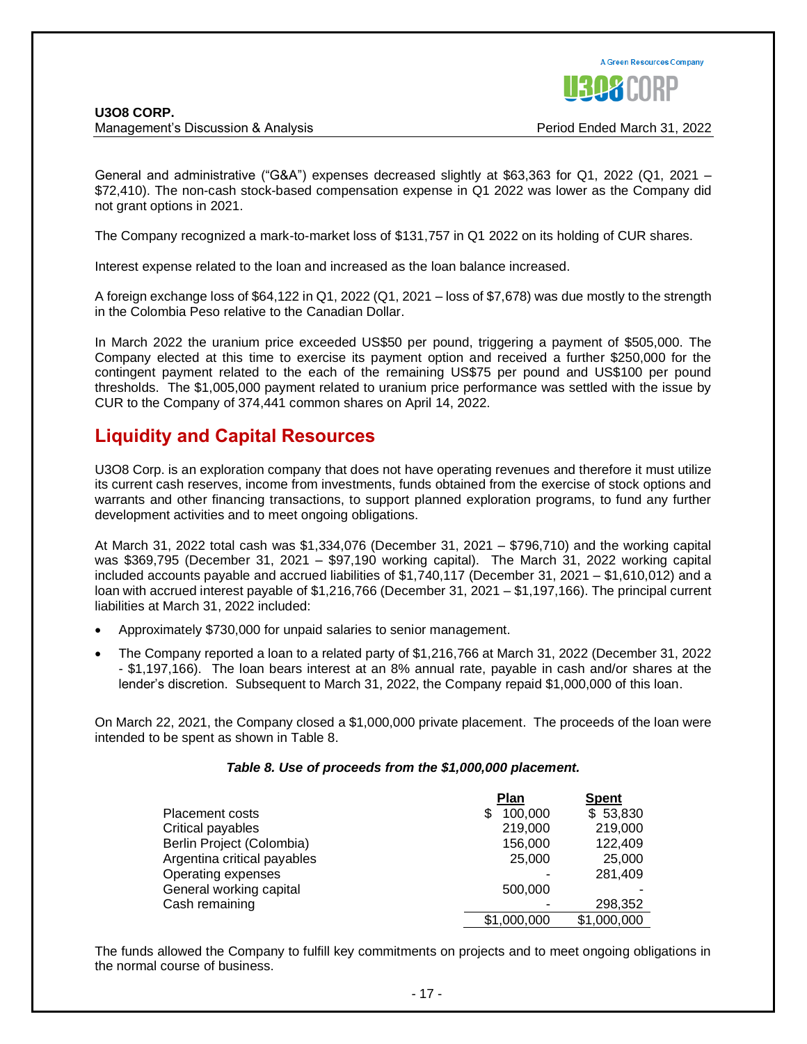General and administrative ("G&A") expenses decreased slightly at $63,363 for Q1, 2022 (Q1, 2021 – $72,410). The non-cash stock-based compensation expense in Q1 2022 was lower as the Company did not grant options in 2021.

The Company recognized a mark-to-market loss of $131,757 in Q1 2022 on its holding of CUR shares.

Interest expense related to the loan and increased as the loan balance increased.

A foreign exchange loss of $64,122 in Q1, 2022 (Q1, 2021 – loss of $7,678) was due mostly to the strength in the Colombia Peso relative to the Canadian Dollar.

In March 2022 the uranium price exceeded US$50 per pound, triggering a payment of $505,000. The Company elected at this time to exercise its payment option and received a further $250,000 for the contingent payment related to the each of the remaining US$75 per pound and US$100 per pound thresholds. The $1,005,000 payment related to uranium price performance was settled with the issue by CUR to the Company of 374,441 common shares on April 14, 2022.

## Liquidity and Capital Resources

U3O8 Corp. is an exploration company that does not have operating revenues and therefore it must utilize its current cash reserves, income from investments, funds obtained from the exercise of stock options and warrants and other financing transactions, to support planned exploration programs, to fund any further development activities and to meet ongoing obligations.

At March 31, 2022 total cash was $1,334,076 (December 31, 2021 – $796,710) and the working capital was $369,795 (December 31, 2021 – $97,190 working capital). The March 31, 2022 working capital included accounts payable and accrued liabilities of $1,740,117 (December 31, 2021 – $1,610,012) and a loan with accrued interest payable of $1,216,766 (December 31, 2021 – $1,197,166). The principal current liabilities at March 31, 2022 included:

- Approximately $730,000 for unpaid salaries to senior management.
- The Company reported a loan to a related party of $1,216,766 at March 31, 2022 (December 31, 2022 - $1,197,166). The loan bears interest at an 8% annual rate, payable in cash and/or shares at the lender's discretion. Subsequent to March 31, 2022, the Company repaid $1,000,000 of this loan.

On March 22, 2021, the Company closed a $1,000,000 private placement. The proceeds of the loan were intended to be spent as shown in Table 8.

***Table 8. Use of proceeds from the $1,000,000 placement.***

| | Plan | Spent |
|---|---|---|
| Placement costs | $ 100,000 | $ 53,830 |
| Critical payables | 219,000 | 219,000 |
| Berlin Project (Colombia) | 156,000 | 122,409 |
| Argentina critical payables | 25,000 | 25,000 |
| Operating expenses | - | 281,409 |
| General working capital | 500,000 | - |
| Cash remaining | - | 298,352 |
| | $1,000,000 | $1,000,000 |

The funds allowed the Company to fulfill key commitments on projects and to meet ongoing obligations in the normal course of business.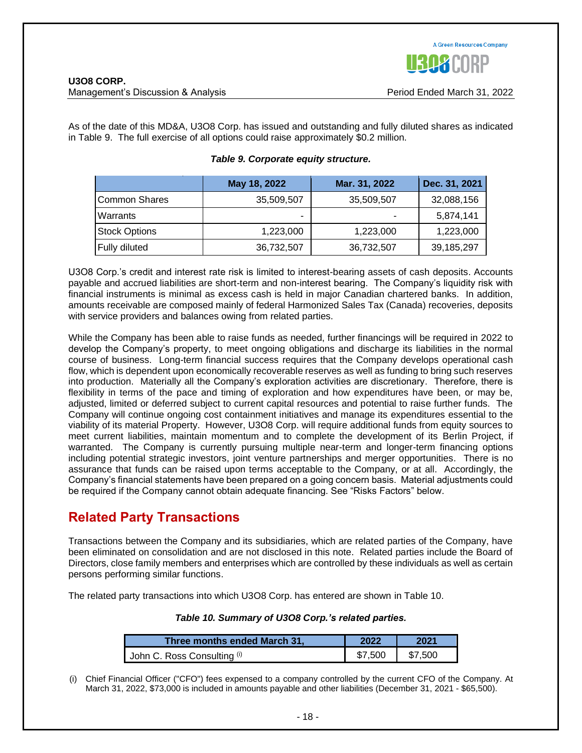As of the date of this MD&A, U3O8 Corp. has issued and outstanding and fully diluted shares as indicated in Table 9. The full exercise of all options could raise approximately $0.2 million.

***Table 9. Corporate equity structure.***

| | May 18, 2022 | Mar. 31, 2022 | Dec. 31, 2021 |
|---|---|---|---|
| Common Shares | 35,509,507 | 35,509,507 | 32,088,156 |
| Warrants | - | - | 5,874,141 |
| Stock Options | 1,223,000 | 1,223,000 | 1,223,000 |
| Fully diluted | 36,732,507 | 36,732,507 | 39,185,297 |

U3O8 Corp.'s credit and interest rate risk is limited to interest-bearing assets of cash deposits. Accounts payable and accrued liabilities are short-term and non-interest bearing. The Company's liquidity risk with financial instruments is minimal as excess cash is held in major Canadian chartered banks. In addition, amounts receivable are composed mainly of federal Harmonized Sales Tax (Canada) recoveries, deposits with service providers and balances owing from related parties.

While the Company has been able to raise funds as needed, further financings will be required in 2022 to develop the Company's property, to meet ongoing obligations and discharge its liabilities in the normal course of business. Long-term financial success requires that the Company develops operational cash flow, which is dependent upon economically recoverable reserves as well as funding to bring such reserves into production. Materially all the Company's exploration activities are discretionary. Therefore, there is flexibility in terms of the pace and timing of exploration and how expenditures have been, or may be, adjusted, limited or deferred subject to current capital resources and potential to raise further funds. The Company will continue ongoing cost containment initiatives and manage its expenditures essential to the viability of its material Property. However, U3O8 Corp. will require additional funds from equity sources to meet current liabilities, maintain momentum and to complete the development of its Berlin Project, if warranted. The Company is currently pursuing multiple near-term and longer-term financing options including potential strategic investors, joint venture partnerships and merger opportunities. There is no assurance that funds can be raised upon terms acceptable to the Company, or at all. Accordingly, the Company's financial statements have been prepared on a going concern basis. Material adjustments could be required if the Company cannot obtain adequate financing. See "Risks Factors" below.

## Related Party Transactions

Transactions between the Company and its subsidiaries, which are related parties of the Company, have been eliminated on consolidation and are not disclosed in this note. Related parties include the Board of Directors, close family members and enterprises which are controlled by these individuals as well as certain persons performing similar functions.

The related party transactions into which U3O8 Corp. has entered are shown in Table 10.

***Table 10. Summary of U3O8 Corp.'s related parties.***

| Three months ended March 31, | 2022 | 2021 |
|---|---|---|
| John C. Ross Consulting (i) | $7,500 | $7,500 |

(i) Chief Financial Officer ("CFO") fees expensed to a company controlled by the current CFO of the Company. At March 31, 2022, $73,000 is included in amounts payable and other liabilities (December 31, 2021 - $65,500).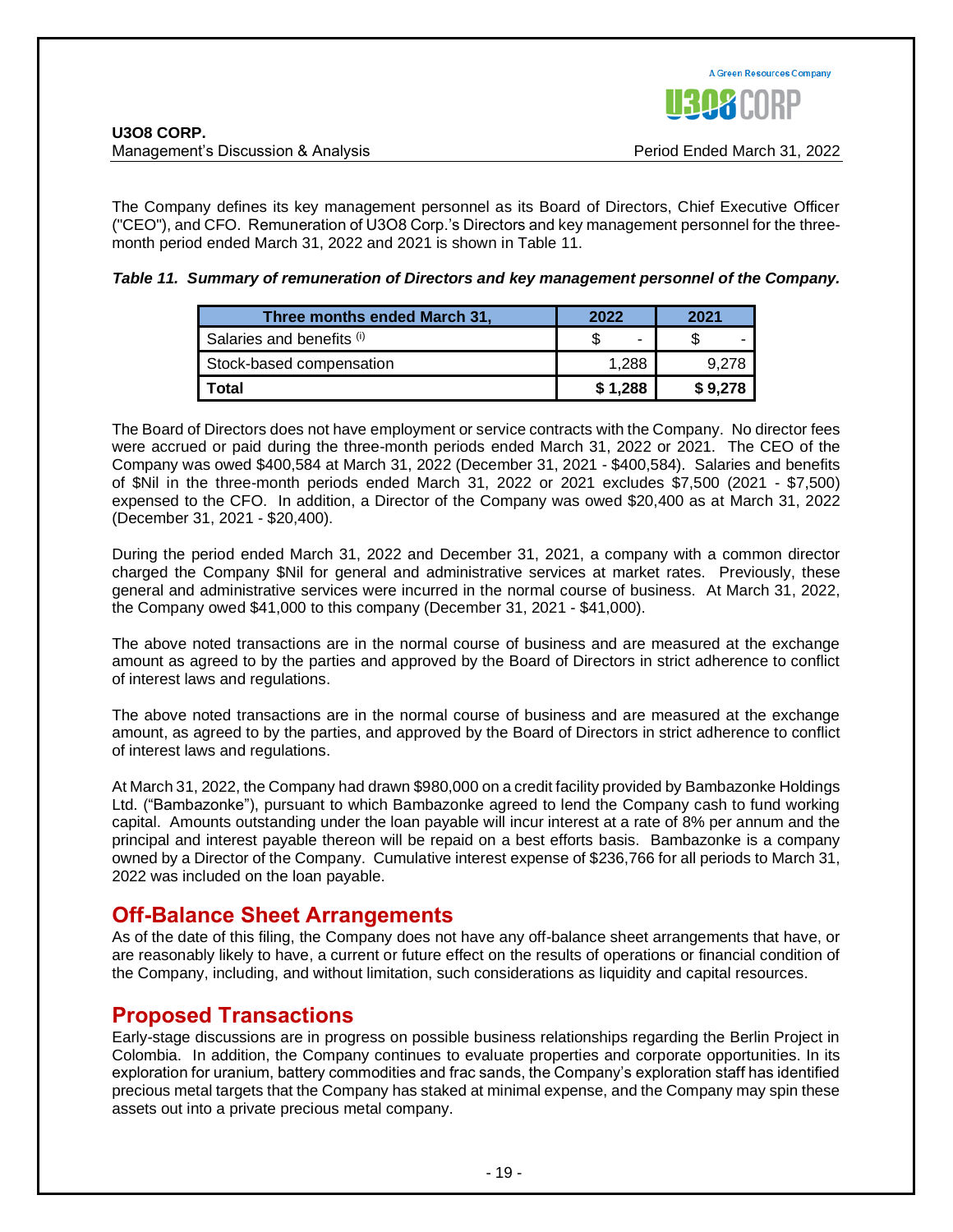The Company defines its key management personnel as its Board of Directors, Chief Executive Officer ("CEO"), and CFO. Remuneration of U3O8 Corp.'s Directors and key management personnel for the three-month period ended March 31, 2022 and 2021 is shown in Table 11.

***Table 11. Summary of remuneration of Directors and key management personnel of the Company.***

| Three months ended March 31, | 2022 | 2021 |
|---|---|---|
| Salaries and benefits (i) | $ - | $ - |
| Stock-based compensation | 1,288 | 9,278 |
| **Total** | **$ 1,288** | **$ 9,278** |

The Board of Directors does not have employment or service contracts with the Company. No director fees were accrued or paid during the three-month periods ended March 31, 2022 or 2021. The CEO of the Company was owed $400,584 at March 31, 2022 (December 31, 2021 - $400,584). Salaries and benefits of $Nil in the three-month periods ended March 31, 2022 or 2021 excludes $7,500 (2021 - $7,500) expensed to the CFO. In addition, a Director of the Company was owed $20,400 as at March 31, 2022 (December 31, 2021 - $20,400).

During the period ended March 31, 2022 and December 31, 2021, a company with a common director charged the Company $Nil for general and administrative services at market rates. Previously, these general and administrative services were incurred in the normal course of business. At March 31, 2022, the Company owed $41,000 to this company (December 31, 2021 - $41,000).

The above noted transactions are in the normal course of business and are measured at the exchange amount as agreed to by the parties and approved by the Board of Directors in strict adherence to conflict of interest laws and regulations.

The above noted transactions are in the normal course of business and are measured at the exchange amount, as agreed to by the parties, and approved by the Board of Directors in strict adherence to conflict of interest laws and regulations.

At March 31, 2022, the Company had drawn $980,000 on a credit facility provided by Bambazonke Holdings Ltd. ("Bambazonke"), pursuant to which Bambazonke agreed to lend the Company cash to fund working capital. Amounts outstanding under the loan payable will incur interest at a rate of 8% per annum and the principal and interest payable thereon will be repaid on a best efforts basis. Bambazonke is a company owned by a Director of the Company. Cumulative interest expense of $236,766 for all periods to March 31, 2022 was included on the loan payable.

## Off-Balance Sheet Arrangements

As of the date of this filing, the Company does not have any off-balance sheet arrangements that have, or are reasonably likely to have, a current or future effect on the results of operations or financial condition of the Company, including, and without limitation, such considerations as liquidity and capital resources.

## Proposed Transactions

Early-stage discussions are in progress on possible business relationships regarding the Berlin Project in Colombia. In addition, the Company continues to evaluate properties and corporate opportunities. In its exploration for uranium, battery commodities and frac sands, the Company's exploration staff has identified precious metal targets that the Company has staked at minimal expense, and the Company may spin these assets out into a private precious metal company.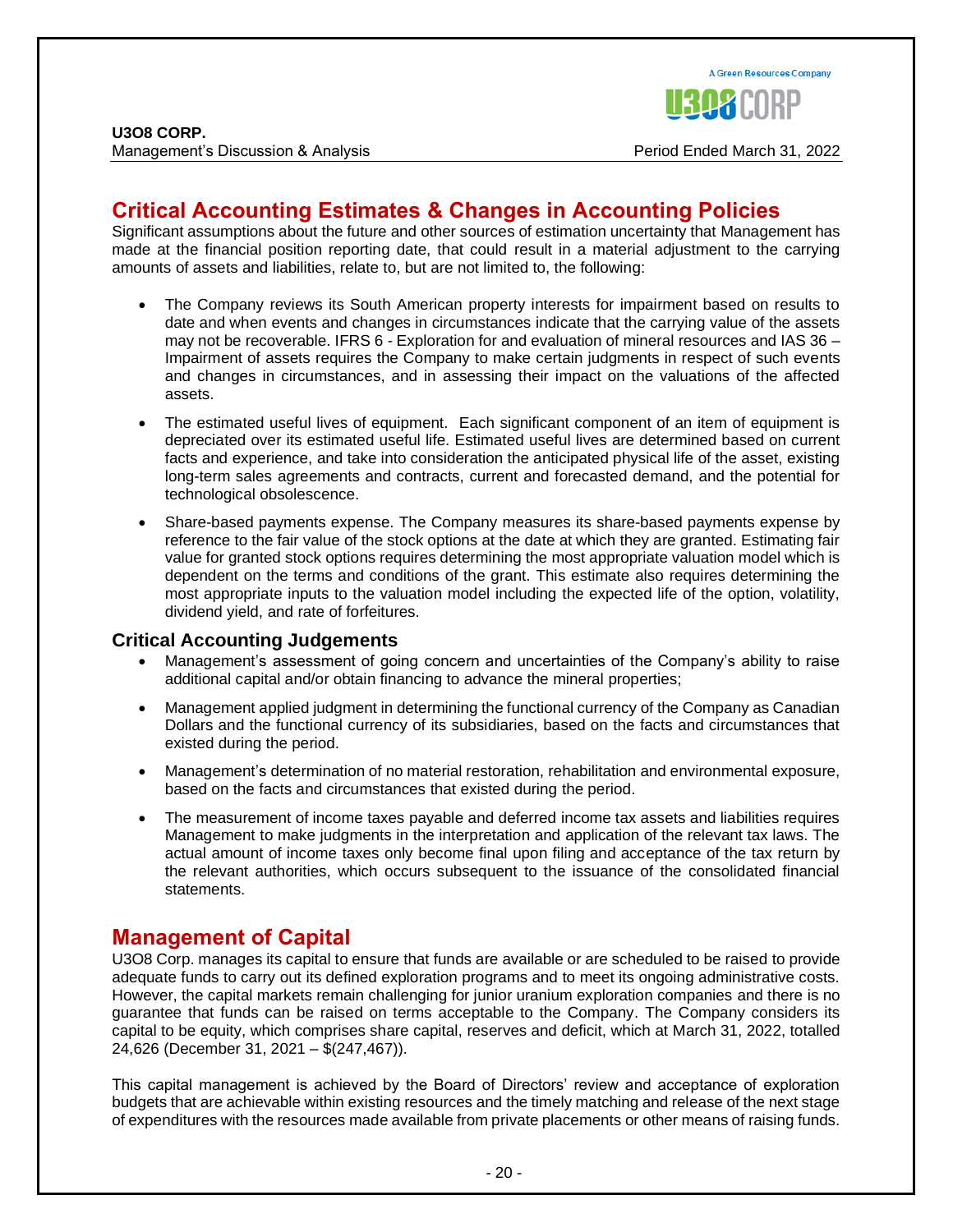## Critical Accounting Estimates & Changes in Accounting Policies

Significant assumptions about the future and other sources of estimation uncertainty that Management has made at the financial position reporting date, that could result in a material adjustment to the carrying amounts of assets and liabilities, relate to, but are not limited to, the following:

- The Company reviews its South American property interests for impairment based on results to date and when events and changes in circumstances indicate that the carrying value of the assets may not be recoverable. IFRS 6 - Exploration for and evaluation of mineral resources and IAS 36 – Impairment of assets requires the Company to make certain judgments in respect of such events and changes in circumstances, and in assessing their impact on the valuations of the affected assets.
- The estimated useful lives of equipment. Each significant component of an item of equipment is depreciated over its estimated useful life. Estimated useful lives are determined based on current facts and experience, and take into consideration the anticipated physical life of the asset, existing long-term sales agreements and contracts, current and forecasted demand, and the potential for technological obsolescence.
- Share-based payments expense. The Company measures its share-based payments expense by reference to the fair value of the stock options at the date at which they are granted. Estimating fair value for granted stock options requires determining the most appropriate valuation model which is dependent on the terms and conditions of the grant. This estimate also requires determining the most appropriate inputs to the valuation model including the expected life of the option, volatility, dividend yield, and rate of forfeitures.

### Critical Accounting Judgements

- Management's assessment of going concern and uncertainties of the Company's ability to raise additional capital and/or obtain financing to advance the mineral properties;
- Management applied judgment in determining the functional currency of the Company as Canadian Dollars and the functional currency of its subsidiaries, based on the facts and circumstances that existed during the period.
- Management's determination of no material restoration, rehabilitation and environmental exposure, based on the facts and circumstances that existed during the period.
- The measurement of income taxes payable and deferred income tax assets and liabilities requires Management to make judgments in the interpretation and application of the relevant tax laws. The actual amount of income taxes only become final upon filing and acceptance of the tax return by the relevant authorities, which occurs subsequent to the issuance of the consolidated financial statements.

## Management of Capital

U3O8 Corp. manages its capital to ensure that funds are available or are scheduled to be raised to provide adequate funds to carry out its defined exploration programs and to meet its ongoing administrative costs. However, the capital markets remain challenging for junior uranium exploration companies and there is no guarantee that funds can be raised on terms acceptable to the Company. The Company considers its capital to be equity, which comprises share capital, reserves and deficit, which at March 31, 2022, totalled 24,626 (December 31, 2021 – $(247,467)).

This capital management is achieved by the Board of Directors' review and acceptance of exploration budgets that are achievable within existing resources and the timely matching and release of the next stage of expenditures with the resources made available from private placements or other means of raising funds.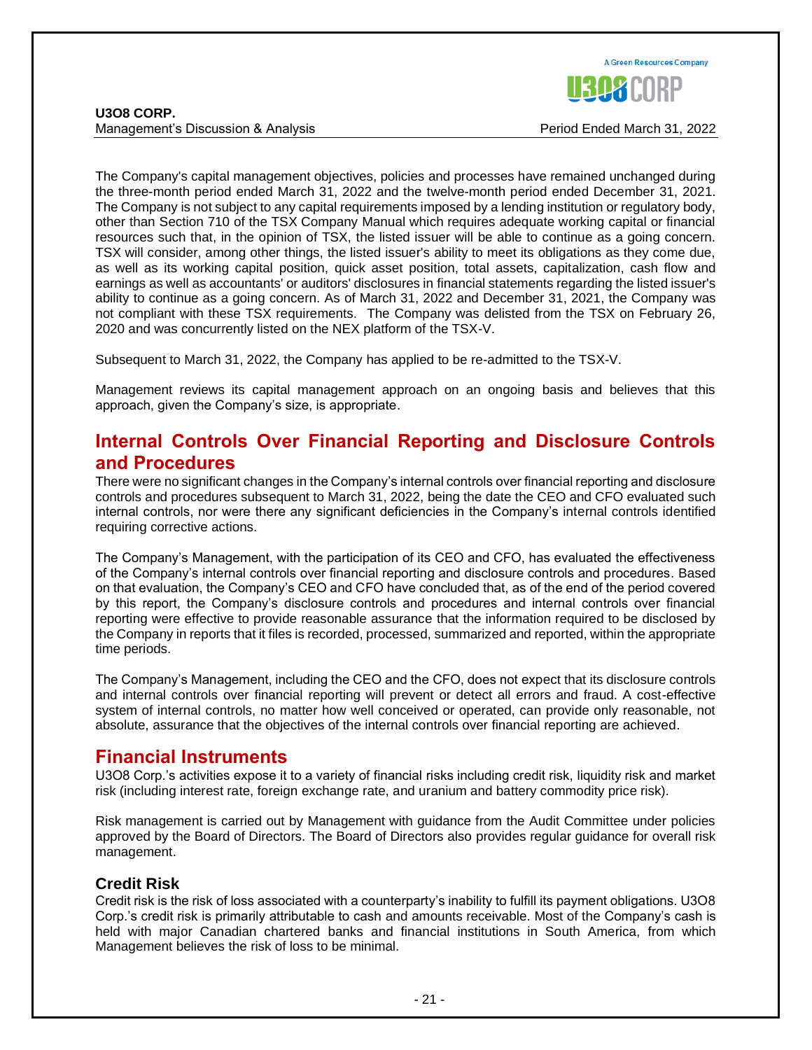The Company's capital management objectives, policies and processes have remained unchanged during the three-month period ended March 31, 2022 and the twelve-month period ended December 31, 2021. The Company is not subject to any capital requirements imposed by a lending institution or regulatory body, other than Section 710 of the TSX Company Manual which requires adequate working capital or financial resources such that, in the opinion of TSX, the listed issuer will be able to continue as a going concern. TSX will consider, among other things, the listed issuer's ability to meet its obligations as they come due, as well as its working capital position, quick asset position, total assets, capitalization, cash flow and earnings as well as accountants' or auditors' disclosures in financial statements regarding the listed issuer's ability to continue as a going concern. As of March 31, 2022 and December 31, 2021, the Company was not compliant with these TSX requirements. The Company was delisted from the TSX on February 26, 2020 and was concurrently listed on the NEX platform of the TSX-V.

Subsequent to March 31, 2022, the Company has applied to be re-admitted to the TSX-V.

Management reviews its capital management approach on an ongoing basis and believes that this approach, given the Company's size, is appropriate.

## Internal Controls Over Financial Reporting and Disclosure Controls and Procedures

There were no significant changes in the Company's internal controls over financial reporting and disclosure controls and procedures subsequent to March 31, 2022, being the date the CEO and CFO evaluated such internal controls, nor were there any significant deficiencies in the Company's internal controls identified requiring corrective actions.

The Company's Management, with the participation of its CEO and CFO, has evaluated the effectiveness of the Company's internal controls over financial reporting and disclosure controls and procedures. Based on that evaluation, the Company's CEO and CFO have concluded that, as of the end of the period covered by this report, the Company's disclosure controls and procedures and internal controls over financial reporting were effective to provide reasonable assurance that the information required to be disclosed by the Company in reports that it files is recorded, processed, summarized and reported, within the appropriate time periods.

The Company's Management, including the CEO and the CFO, does not expect that its disclosure controls and internal controls over financial reporting will prevent or detect all errors and fraud. A cost-effective system of internal controls, no matter how well conceived or operated, can provide only reasonable, not absolute, assurance that the objectives of the internal controls over financial reporting are achieved.

## Financial Instruments

U3O8 Corp.'s activities expose it to a variety of financial risks including credit risk, liquidity risk and market risk (including interest rate, foreign exchange rate, and uranium and battery commodity price risk).

Risk management is carried out by Management with guidance from the Audit Committee under policies approved by the Board of Directors. The Board of Directors also provides regular guidance for overall risk management.

### Credit Risk

Credit risk is the risk of loss associated with a counterparty's inability to fulfill its payment obligations. U3O8 Corp.'s credit risk is primarily attributable to cash and amounts receivable. Most of the Company's cash is held with major Canadian chartered banks and financial institutions in South America, from which Management believes the risk of loss to be minimal.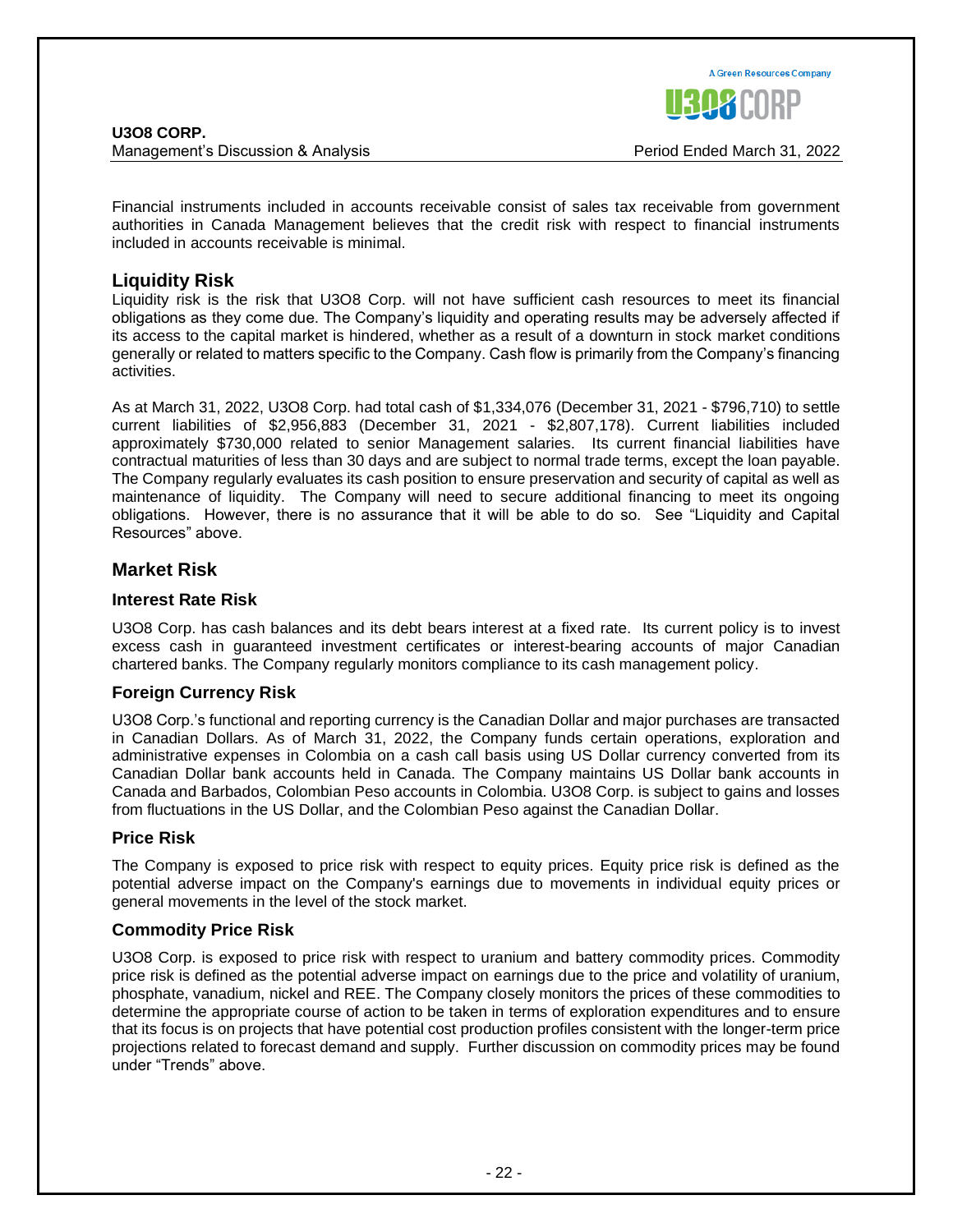Financial instruments included in accounts receivable consist of sales tax receivable from government authorities in Canada Management believes that the credit risk with respect to financial instruments included in accounts receivable is minimal.

## Liquidity Risk

Liquidity risk is the risk that U3O8 Corp. will not have sufficient cash resources to meet its financial obligations as they come due. The Company's liquidity and operating results may be adversely affected if its access to the capital market is hindered, whether as a result of a downturn in stock market conditions generally or related to matters specific to the Company. Cash flow is primarily from the Company's financing activities.

As at March 31, 2022, U3O8 Corp. had total cash of $1,334,076 (December 31, 2021 - $796,710) to settle current liabilities of $2,956,883 (December 31, 2021 - $2,807,178). Current liabilities included approximately $730,000 related to senior Management salaries. Its current financial liabilities have contractual maturities of less than 30 days and are subject to normal trade terms, except the loan payable. The Company regularly evaluates its cash position to ensure preservation and security of capital as well as maintenance of liquidity. The Company will need to secure additional financing to meet its ongoing obligations. However, there is no assurance that it will be able to do so. See "Liquidity and Capital Resources" above.

## Market Risk

### Interest Rate Risk

U3O8 Corp. has cash balances and its debt bears interest at a fixed rate. Its current policy is to invest excess cash in guaranteed investment certificates or interest-bearing accounts of major Canadian chartered banks. The Company regularly monitors compliance to its cash management policy.

### Foreign Currency Risk

U3O8 Corp.'s functional and reporting currency is the Canadian Dollar and major purchases are transacted in Canadian Dollars. As of March 31, 2022, the Company funds certain operations, exploration and administrative expenses in Colombia on a cash call basis using US Dollar currency converted from its Canadian Dollar bank accounts held in Canada. The Company maintains US Dollar bank accounts in Canada and Barbados, Colombian Peso accounts in Colombia. U3O8 Corp. is subject to gains and losses from fluctuations in the US Dollar, and the Colombian Peso against the Canadian Dollar.

### Price Risk

The Company is exposed to price risk with respect to equity prices. Equity price risk is defined as the potential adverse impact on the Company's earnings due to movements in individual equity prices or general movements in the level of the stock market.

### Commodity Price Risk

U3O8 Corp. is exposed to price risk with respect to uranium and battery commodity prices. Commodity price risk is defined as the potential adverse impact on earnings due to the price and volatility of uranium, phosphate, vanadium, nickel and REE. The Company closely monitors the prices of these commodities to determine the appropriate course of action to be taken in terms of exploration expenditures and to ensure that its focus is on projects that have potential cost production profiles consistent with the longer-term price projections related to forecast demand and supply. Further discussion on commodity prices may be found under "Trends" above.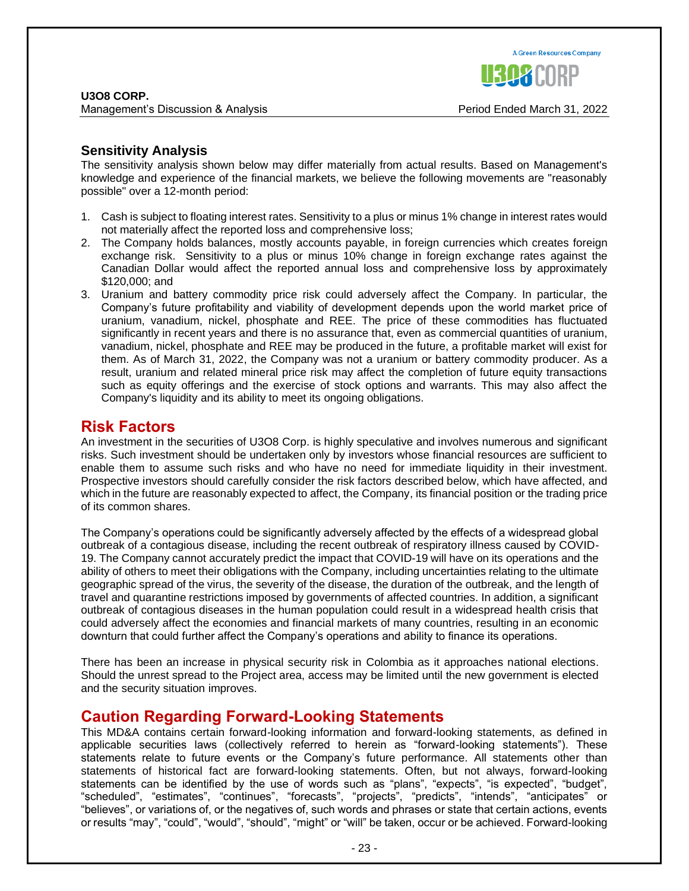## Sensitivity Analysis

The sensitivity analysis shown below may differ materially from actual results. Based on Management's knowledge and experience of the financial markets, we believe the following movements are "reasonably possible" over a 12-month period:

1. Cash is subject to floating interest rates. Sensitivity to a plus or minus 1% change in interest rates would not materially affect the reported loss and comprehensive loss;
2. The Company holds balances, mostly accounts payable, in foreign currencies which creates foreign exchange risk. Sensitivity to a plus or minus 10% change in foreign exchange rates against the Canadian Dollar would affect the reported annual loss and comprehensive loss by approximately $120,000; and
3. Uranium and battery commodity price risk could adversely affect the Company. In particular, the Company's future profitability and viability of development depends upon the world market price of uranium, vanadium, nickel, phosphate and REE. The price of these commodities has fluctuated significantly in recent years and there is no assurance that, even as commercial quantities of uranium, vanadium, nickel, phosphate and REE may be produced in the future, a profitable market will exist for them. As of March 31, 2022, the Company was not a uranium or battery commodity producer. As a result, uranium and related mineral price risk may affect the completion of future equity transactions such as equity offerings and the exercise of stock options and warrants. This may also affect the Company's liquidity and its ability to meet its ongoing obligations.

# Risk Factors

An investment in the securities of U3O8 Corp. is highly speculative and involves numerous and significant risks. Such investment should be undertaken only by investors whose financial resources are sufficient to enable them to assume such risks and who have no need for immediate liquidity in their investment. Prospective investors should carefully consider the risk factors described below, which have affected, and which in the future are reasonably expected to affect, the Company, its financial position or the trading price of its common shares.

The Company's operations could be significantly adversely affected by the effects of a widespread global outbreak of a contagious disease, including the recent outbreak of respiratory illness caused by COVID-19. The Company cannot accurately predict the impact that COVID-19 will have on its operations and the ability of others to meet their obligations with the Company, including uncertainties relating to the ultimate geographic spread of the virus, the severity of the disease, the duration of the outbreak, and the length of travel and quarantine restrictions imposed by governments of affected countries. In addition, a significant outbreak of contagious diseases in the human population could result in a widespread health crisis that could adversely affect the economies and financial markets of many countries, resulting in an economic downturn that could further affect the Company's operations and ability to finance its operations.

There has been an increase in physical security risk in Colombia as it approaches national elections. Should the unrest spread to the Project area, access may be limited until the new government is elected and the security situation improves.

# Caution Regarding Forward-Looking Statements

This MD&A contains certain forward-looking information and forward-looking statements, as defined in applicable securities laws (collectively referred to herein as "forward-looking statements"). These statements relate to future events or the Company's future performance. All statements other than statements of historical fact are forward-looking statements. Often, but not always, forward-looking statements can be identified by the use of words such as "plans", "expects", "is expected", "budget", "scheduled", "estimates", "continues", "forecasts", "projects", "predicts", "intends", "anticipates" or "believes", or variations of, or the negatives of, such words and phrases or state that certain actions, events or results "may", "could", "would", "should", "might" or "will" be taken, occur or be achieved. Forward-looking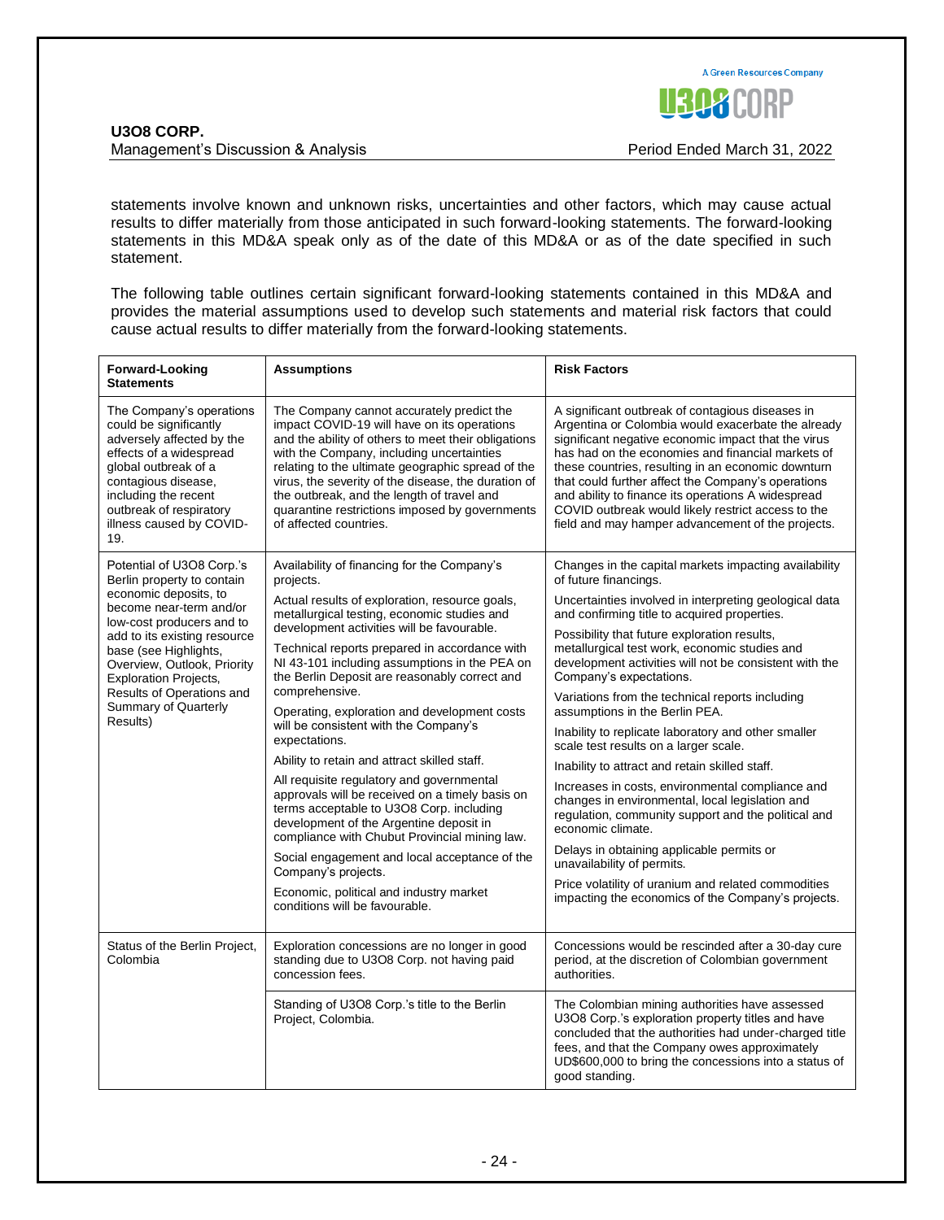statements involve known and unknown risks, uncertainties and other factors, which may cause actual results to differ materially from those anticipated in such forward-looking statements. The forward-looking statements in this MD&A speak only as of the date of this MD&A or as of the date specified in such statement.

The following table outlines certain significant forward-looking statements contained in this MD&A and provides the material assumptions used to develop such statements and material risk factors that could cause actual results to differ materially from the forward-looking statements.

| Forward-Looking Statements | Assumptions | Risk Factors |
|---|---|---|
| The Company's operations could be significantly adversely affected by the effects of a widespread global outbreak of a contagious disease, including the recent outbreak of respiratory illness caused by COVID-19. | The Company cannot accurately predict the impact COVID-19 will have on its operations and the ability of others to meet their obligations with the Company, including uncertainties relating to the ultimate geographic spread of the virus, the severity of the disease, the duration of the outbreak, and the length of travel and quarantine restrictions imposed by governments of affected countries. | A significant outbreak of contagious diseases in Argentina or Colombia would exacerbate the already significant negative economic impact that the virus has had on the economies and financial markets of these countries, resulting in an economic downturn that could further affect the Company's operations and ability to finance its operations A widespread COVID outbreak would likely restrict access to the field and may hamper advancement of the projects. |
| Potential of U3O8 Corp.'s Berlin property to contain economic deposits, to become near-term and/or low-cost producers and to add to its existing resource base (see Highlights, Overview, Outlook, Priority Exploration Projects, Results of Operations and Summary of Quarterly Results) | Availability of financing for the Company's projects.<br><br>Actual results of exploration, resource goals, metallurgical testing, economic studies and development activities will be favourable.<br><br>Technical reports prepared in accordance with NI 43-101 including assumptions in the PEA on the Berlin Deposit are reasonably correct and comprehensive.<br><br>Operating, exploration and development costs will be consistent with the Company's expectations.<br><br>Ability to retain and attract skilled staff.<br><br>All requisite regulatory and governmental approvals will be received on a timely basis on terms acceptable to U3O8 Corp. including development of the Argentine deposit in compliance with Chubut Provincial mining law.<br><br>Social engagement and local acceptance of the Company's projects.<br><br>Economic, political and industry market conditions will be favourable. | Changes in the capital markets impacting availability of future financings.<br><br>Uncertainties involved in interpreting geological data and confirming title to acquired properties.<br><br>Possibility that future exploration results, metallurgical test work, economic studies and development activities will not be consistent with the Company's expectations.<br><br>Variations from the technical reports including assumptions in the Berlin PEA.<br><br>Inability to replicate laboratory and other smaller scale test results on a larger scale.<br><br>Inability to attract and retain skilled staff.<br><br>Increases in costs, environmental compliance and changes in environmental, local legislation and regulation, community support and the political and economic climate.<br><br>Delays in obtaining applicable permits or unavailability of permits.<br><br>Price volatility of uranium and related commodities impacting the economics of the Company's projects. |
| Status of the Berlin Project, Colombia | Exploration concessions are no longer in good standing due to U3O8 Corp. not having paid concession fees. | Concessions would be rescinded after a 30-day cure period, at the discretion of Colombian government authorities. |
| | Standing of U3O8 Corp.'s title to the Berlin Project, Colombia. | The Colombian mining authorities have assessed U3O8 Corp.'s exploration property titles and have concluded that the authorities had under-charged title fees, and that the Company owes approximately UD$600,000 to bring the concessions into a status of good standing. |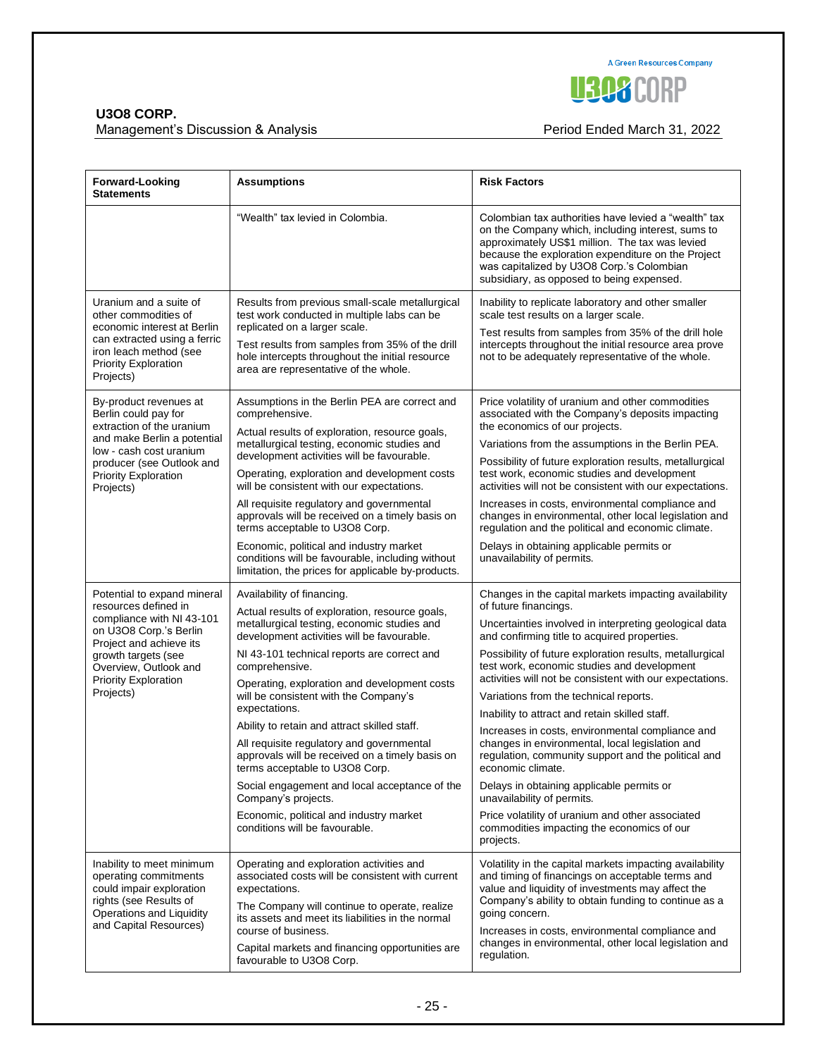| Forward-Looking Statements | Assumptions | Risk Factors |
|---|---|---|
| | "Wealth" tax levied in Colombia. | Colombian tax authorities have levied a "wealth" tax on the Company which, including interest, sums to approximately US$1 million. The tax was levied because the exploration expenditure on the Project was capitalized by U3O8 Corp.'s Colombian subsidiary, as opposed to being expensed. |
| Uranium and a suite of other commodities of economic interest at Berlin can extracted using a ferric iron leach method (see Priority Exploration Projects) | Results from previous small-scale metallurgical test work conducted in multiple labs can be replicated on a larger scale.<br><br>Test results from samples from 35% of the drill hole intercepts throughout the initial resource area are representative of the whole. | Inability to replicate laboratory and other smaller scale test results on a larger scale.<br><br>Test results from samples from 35% of the drill hole intercepts throughout the initial resource area prove not to be adequately representative of the whole. |
| By-product revenues at Berlin could pay for extraction of the uranium and make Berlin a potential low - cash cost uranium producer (see Outlook and Priority Exploration Projects) | Assumptions in the Berlin PEA are correct and comprehensive.<br><br>Actual results of exploration, resource goals, metallurgical testing, economic studies and development activities will be favourable.<br><br>Operating, exploration and development costs will be consistent with our expectations.<br><br>All requisite regulatory and governmental approvals will be received on a timely basis on terms acceptable to U3O8 Corp.<br><br>Economic, political and industry market conditions will be favourable, including without limitation, the prices for applicable by-products. | Price volatility of uranium and other commodities associated with the Company's deposits impacting the economics of our projects.<br><br>Variations from the assumptions in the Berlin PEA.<br><br>Possibility of future exploration results, metallurgical test work, economic studies and development activities will not be consistent with our expectations.<br><br>Increases in costs, environmental compliance and changes in environmental, other local legislation and regulation and the political and economic climate.<br><br>Delays in obtaining applicable permits or unavailability of permits. |
| Potential to expand mineral resources defined in compliance with NI 43-101 on U3O8 Corp.'s Berlin Project and achieve its growth targets (see Overview, Outlook and Priority Exploration Projects) | Availability of financing.<br><br>Actual results of exploration, resource goals, metallurgical testing, economic studies and development activities will be favourable.<br><br>NI 43-101 technical reports are correct and comprehensive.<br><br>Operating, exploration and development costs will be consistent with the Company's expectations.<br><br>Ability to retain and attract skilled staff.<br><br>All requisite regulatory and governmental approvals will be received on a timely basis on terms acceptable to U3O8 Corp.<br><br>Social engagement and local acceptance of the Company's projects.<br><br>Economic, political and industry market conditions will be favourable. | Changes in the capital markets impacting availability of future financings.<br><br>Uncertainties involved in interpreting geological data and confirming title to acquired properties.<br><br>Possibility of future exploration results, metallurgical test work, economic studies and development activities will not be consistent with our expectations.<br><br>Variations from the technical reports.<br><br>Inability to attract and retain skilled staff.<br><br>Increases in costs, environmental compliance and changes in environmental, local legislation and regulation, community support and the political and economic climate.<br><br>Delays in obtaining applicable permits or unavailability of permits.<br><br>Price volatility of uranium and other associated commodities impacting the economics of our projects. |
| Inability to meet minimum operating commitments could impair exploration rights (see Results of Operations and Liquidity and Capital Resources) | Operating and exploration activities and associated costs will be consistent with current expectations.<br><br>The Company will continue to operate, realize its assets and meet its liabilities in the normal course of business.<br><br>Capital markets and financing opportunities are favourable to U3O8 Corp. | Volatility in the capital markets impacting availability and timing of financings on acceptable terms and value and liquidity of investments may affect the Company's ability to obtain funding to continue as a going concern.<br><br>Increases in costs, environmental compliance and changes in environmental, other local legislation and regulation. |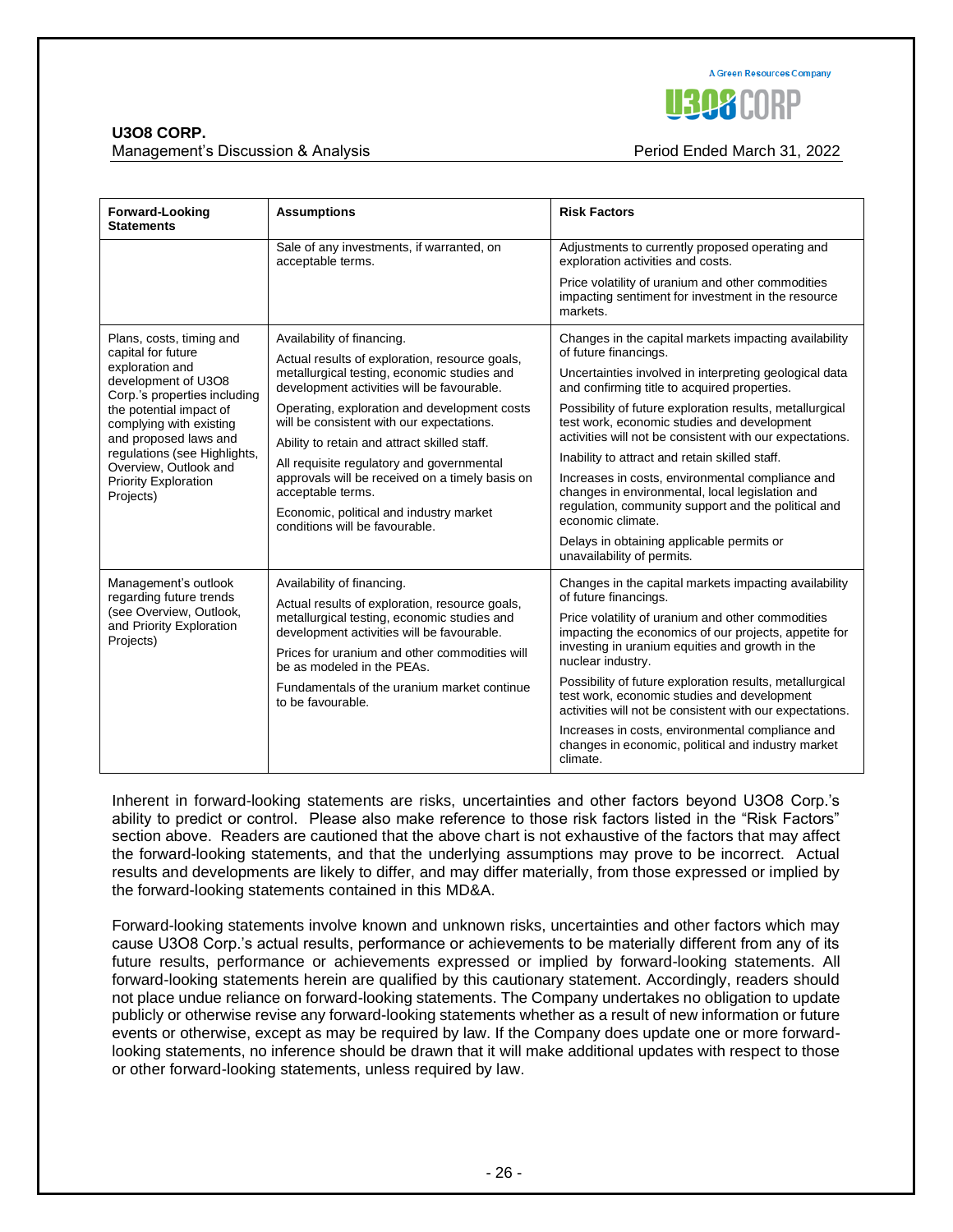| Forward-Looking Statements | Assumptions | Risk Factors |
|---|---|---|
| | Sale of any investments, if warranted, on acceptable terms. | Adjustments to currently proposed operating and exploration activities and costs.<br><br>Price volatility of uranium and other commodities impacting sentiment for investment in the resource markets. |
| Plans, costs, timing and capital for future exploration and development of U3O8 Corp.'s properties including the potential impact of complying with existing and proposed laws and regulations (see Highlights, Overview, Outlook and Priority Exploration Projects) | Availability of financing.<br><br>Actual results of exploration, resource goals, metallurgical testing, economic studies and development activities will be favourable.<br><br>Operating, exploration and development costs will be consistent with our expectations.<br><br>Ability to retain and attract skilled staff.<br><br>All requisite regulatory and governmental approvals will be received on a timely basis on acceptable terms.<br><br>Economic, political and industry market conditions will be favourable. | Changes in the capital markets impacting availability of future financings.<br><br>Uncertainties involved in interpreting geological data and confirming title to acquired properties.<br><br>Possibility of future exploration results, metallurgical test work, economic studies and development activities will not be consistent with our expectations.<br><br>Inability to attract and retain skilled staff.<br><br>Increases in costs, environmental compliance and changes in environmental, local legislation and regulation, community support and the political and economic climate.<br><br>Delays in obtaining applicable permits or unavailability of permits. |
| Management's outlook regarding future trends (see Overview, Outlook, and Priority Exploration Projects) | Availability of financing.<br><br>Actual results of exploration, resource goals, metallurgical testing, economic studies and development activities will be favourable.<br><br>Prices for uranium and other commodities will be as modeled in the PEAs.<br><br>Fundamentals of the uranium market continue to be favourable. | Changes in the capital markets impacting availability of future financings.<br><br>Price volatility of uranium and other commodities impacting the economics of our projects, appetite for investing in uranium equities and growth in the nuclear industry.<br><br>Possibility of future exploration results, metallurgical test work, economic studies and development activities will not be consistent with our expectations.<br><br>Increases in costs, environmental compliance and changes in economic, political and industry market climate. |

Inherent in forward-looking statements are risks, uncertainties and other factors beyond U3O8 Corp.'s ability to predict or control. Please also make reference to those risk factors listed in the "Risk Factors" section above. Readers are cautioned that the above chart is not exhaustive of the factors that may affect the forward-looking statements, and that the underlying assumptions may prove to be incorrect. Actual results and developments are likely to differ, and may differ materially, from those expressed or implied by the forward-looking statements contained in this MD&A.

Forward-looking statements involve known and unknown risks, uncertainties and other factors which may cause U3O8 Corp.'s actual results, performance or achievements to be materially different from any of its future results, performance or achievements expressed or implied by forward-looking statements. All forward-looking statements herein are qualified by this cautionary statement. Accordingly, readers should not place undue reliance on forward-looking statements. The Company undertakes no obligation to update publicly or otherwise revise any forward-looking statements whether as a result of new information or future events or otherwise, except as may be required by law. If the Company does update one or more forward-looking statements, no inference should be drawn that it will make additional updates with respect to those or other forward-looking statements, unless required by law.